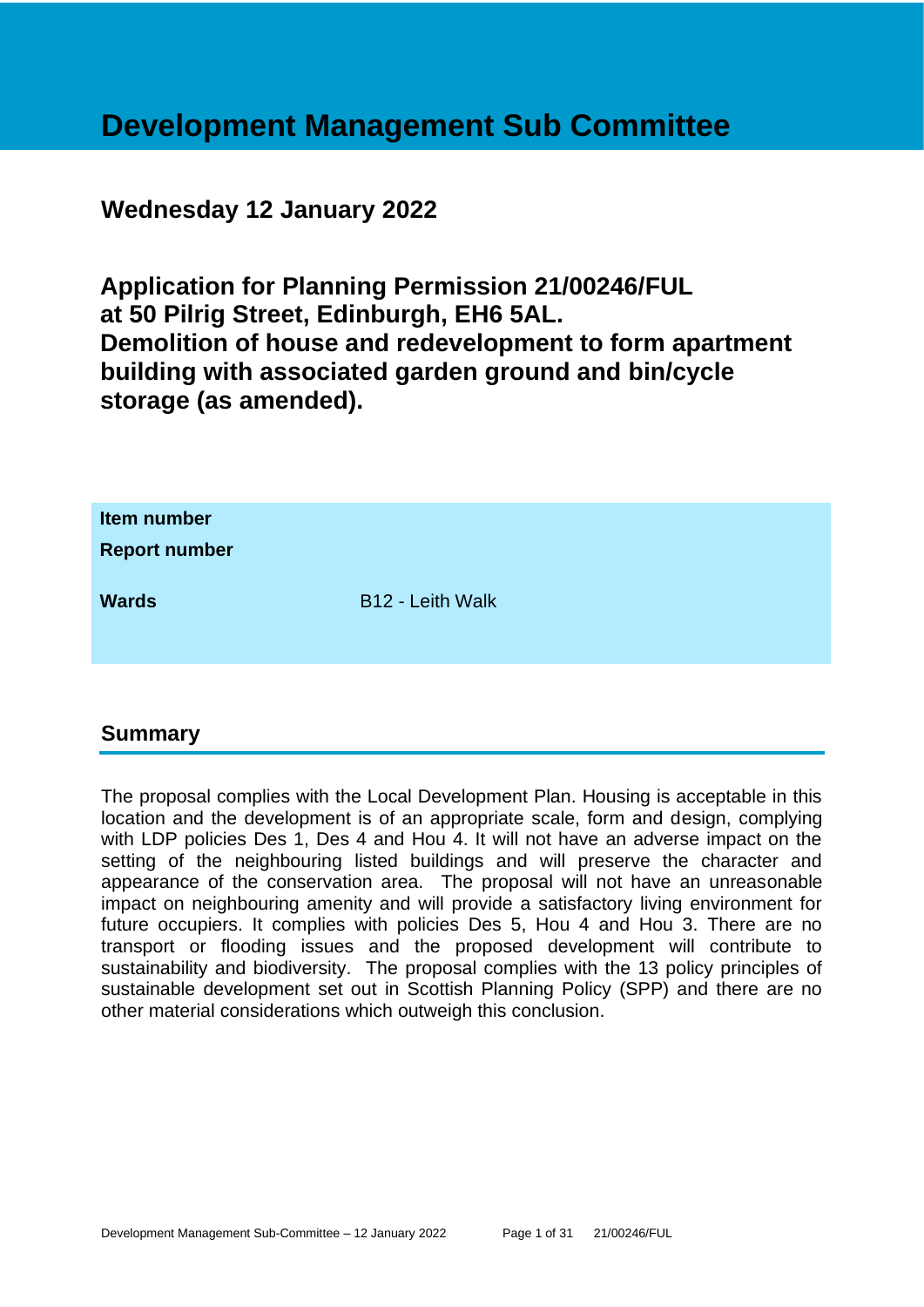# Development Management Sub Committee

## Wednesday 12 January 2022

## Application for Planning Permission 21/00246/FUL at 50 Pilrig Street, Edinburgh, EH6 5AL. Demolition of house and redevelopment to form apartment building with associated garden ground and bin/cycle storage (as amended).

| | |
|---|---|
| **Item number** | |
| **Report number** | |
| **Wards** | B12 - Leith Walk |

## Summary

The proposal complies with the Local Development Plan. Housing is acceptable in this location and the development is of an appropriate scale, form and design, complying with LDP policies Des 1, Des 4 and Hou 4. It will not have an adverse impact on the setting of the neighbouring listed buildings and will preserve the character and appearance of the conservation area. The proposal will not have an unreasonable impact on neighbouring amenity and will provide a satisfactory living environment for future occupiers. It complies with policies Des 5, Hou 4 and Hou 3. There are no transport or flooding issues and the proposed development will contribute to sustainability and biodiversity. The proposal complies with the 13 policy principles of sustainable development set out in Scottish Planning Policy (SPP) and there are no other material considerations which outweigh this conclusion.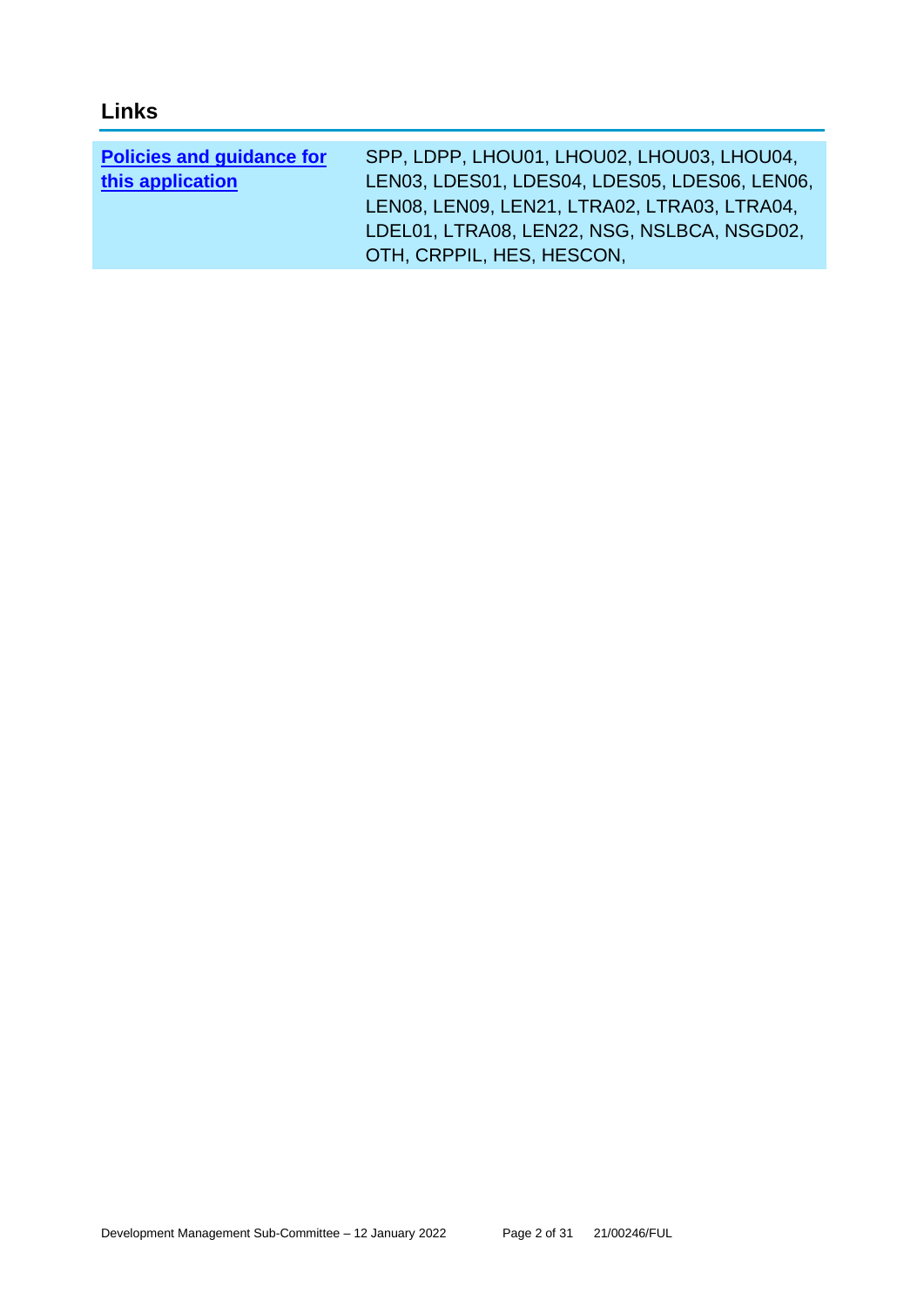## Links

| Policies and guidance for this application | SPP, LDPP, LHOU01, LHOU02, LHOU03, LHOU04, LEN03, LDES01, LDES04, LDES05, LDES06, LEN06, LEN08, LEN09, LEN21, LTRA02, LTRA03, LTRA04, LDEL01, LTRA08, LEN22, NSG, NSLBCA, NSGD02, OTH, CRPPIL, HES, HESCON, |
|---|---|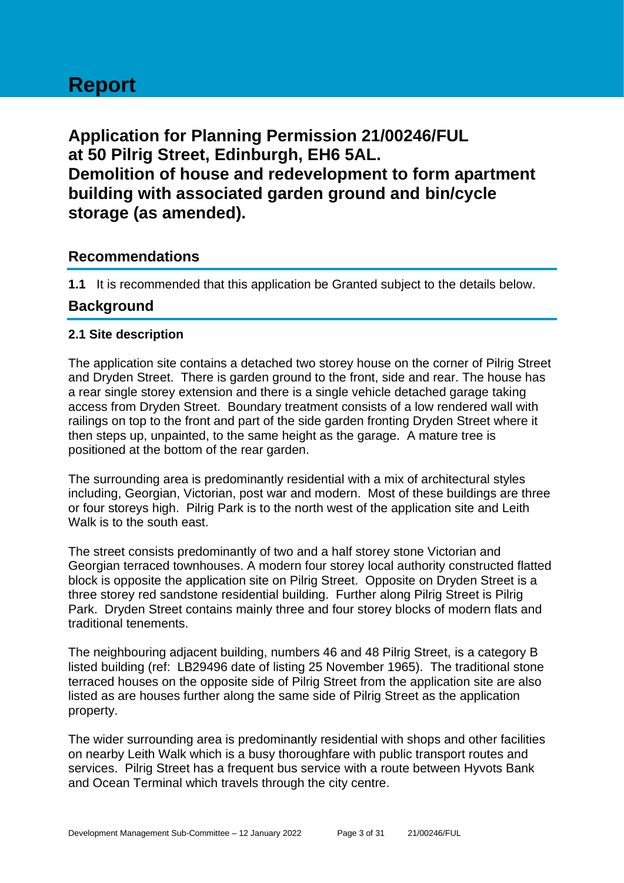# Report

## Application for Planning Permission 21/00246/FUL at 50 Pilrig Street, Edinburgh, EH6 5AL. Demolition of house and redevelopment to form apartment building with associated garden ground and bin/cycle storage (as amended).

## Recommendations

**1.1** It is recommended that this application be Granted subject to the details below.

## Background

### 2.1 Site description

The application site contains a detached two storey house on the corner of Pilrig Street and Dryden Street. There is garden ground to the front, side and rear. The house has a rear single storey extension and there is a single vehicle detached garage taking access from Dryden Street. Boundary treatment consists of a low rendered wall with railings on top to the front and part of the side garden fronting Dryden Street where it then steps up, unpainted, to the same height as the garage. A mature tree is positioned at the bottom of the rear garden.

The surrounding area is predominantly residential with a mix of architectural styles including, Georgian, Victorian, post war and modern. Most of these buildings are three or four storeys high. Pilrig Park is to the north west of the application site and Leith Walk is to the south east.

The street consists predominantly of two and a half storey stone Victorian and Georgian terraced townhouses. A modern four storey local authority constructed flatted block is opposite the application site on Pilrig Street. Opposite on Dryden Street is a three storey red sandstone residential building. Further along Pilrig Street is Pilrig Park. Dryden Street contains mainly three and four storey blocks of modern flats and traditional tenements.

The neighbouring adjacent building, numbers 46 and 48 Pilrig Street, is a category B listed building (ref: LB29496 date of listing 25 November 1965). The traditional stone terraced houses on the opposite side of Pilrig Street from the application site are also listed as are houses further along the same side of Pilrig Street as the application property.

The wider surrounding area is predominantly residential with shops and other facilities on nearby Leith Walk which is a busy thoroughfare with public transport routes and services. Pilrig Street has a frequent bus service with a route between Hyvots Bank and Ocean Terminal which travels through the city centre.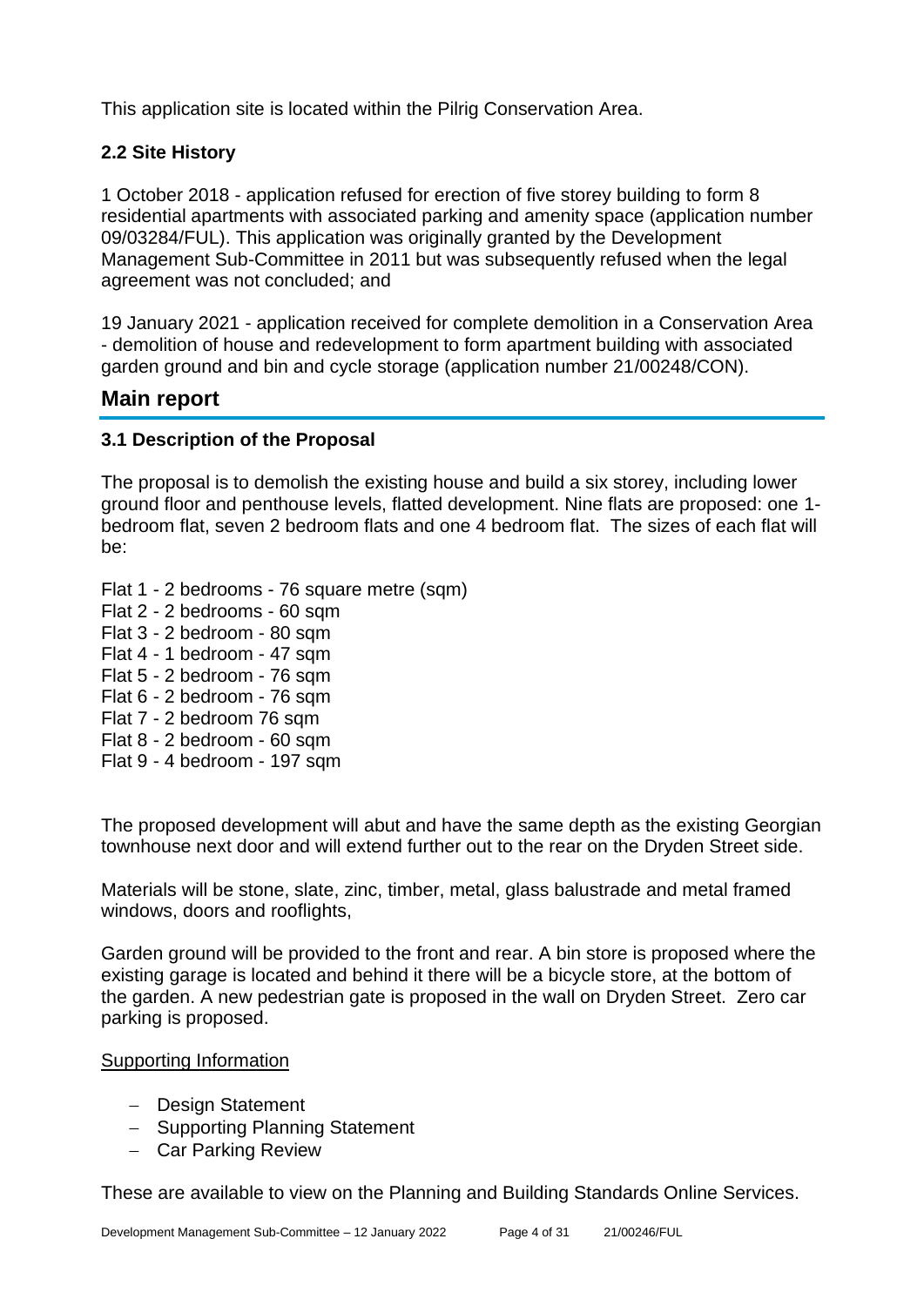This application site is located within the Pilrig Conservation Area.

### 2.2 Site History

1 October 2018 - application refused for erection of five storey building to form 8 residential apartments with associated parking and amenity space (application number 09/03284/FUL). This application was originally granted by the Development Management Sub-Committee in 2011 but was subsequently refused when the legal agreement was not concluded; and

19 January 2021 - application received for complete demolition in a Conservation Area - demolition of house and redevelopment to form apartment building with associated garden ground and bin and cycle storage (application number 21/00248/CON).

## Main report

### 3.1 Description of the Proposal

The proposal is to demolish the existing house and build a six storey, including lower ground floor and penthouse levels, flatted development. Nine flats are proposed: one 1-bedroom flat, seven 2 bedroom flats and one 4 bedroom flat. The sizes of each flat will be:

Flat 1 - 2 bedrooms - 76 square metre (sqm)
Flat 2 - 2 bedrooms - 60 sqm
Flat 3 - 2 bedroom - 80 sqm
Flat 4 - 1 bedroom - 47 sqm
Flat 5 - 2 bedroom - 76 sqm
Flat 6 - 2 bedroom - 76 sqm
Flat 7 - 2 bedroom 76 sqm
Flat 8 - 2 bedroom - 60 sqm
Flat 9 - 4 bedroom - 197 sqm

The proposed development will abut and have the same depth as the existing Georgian townhouse next door and will extend further out to the rear on the Dryden Street side.

Materials will be stone, slate, zinc, timber, metal, glass balustrade and metal framed windows, doors and rooflights,

Garden ground will be provided to the front and rear. A bin store is proposed where the existing garage is located and behind it there will be a bicycle store, at the bottom of the garden. A new pedestrian gate is proposed in the wall on Dryden Street. Zero car parking is proposed.

Supporting Information

- Design Statement
- Supporting Planning Statement
- Car Parking Review

These are available to view on the Planning and Building Standards Online Services.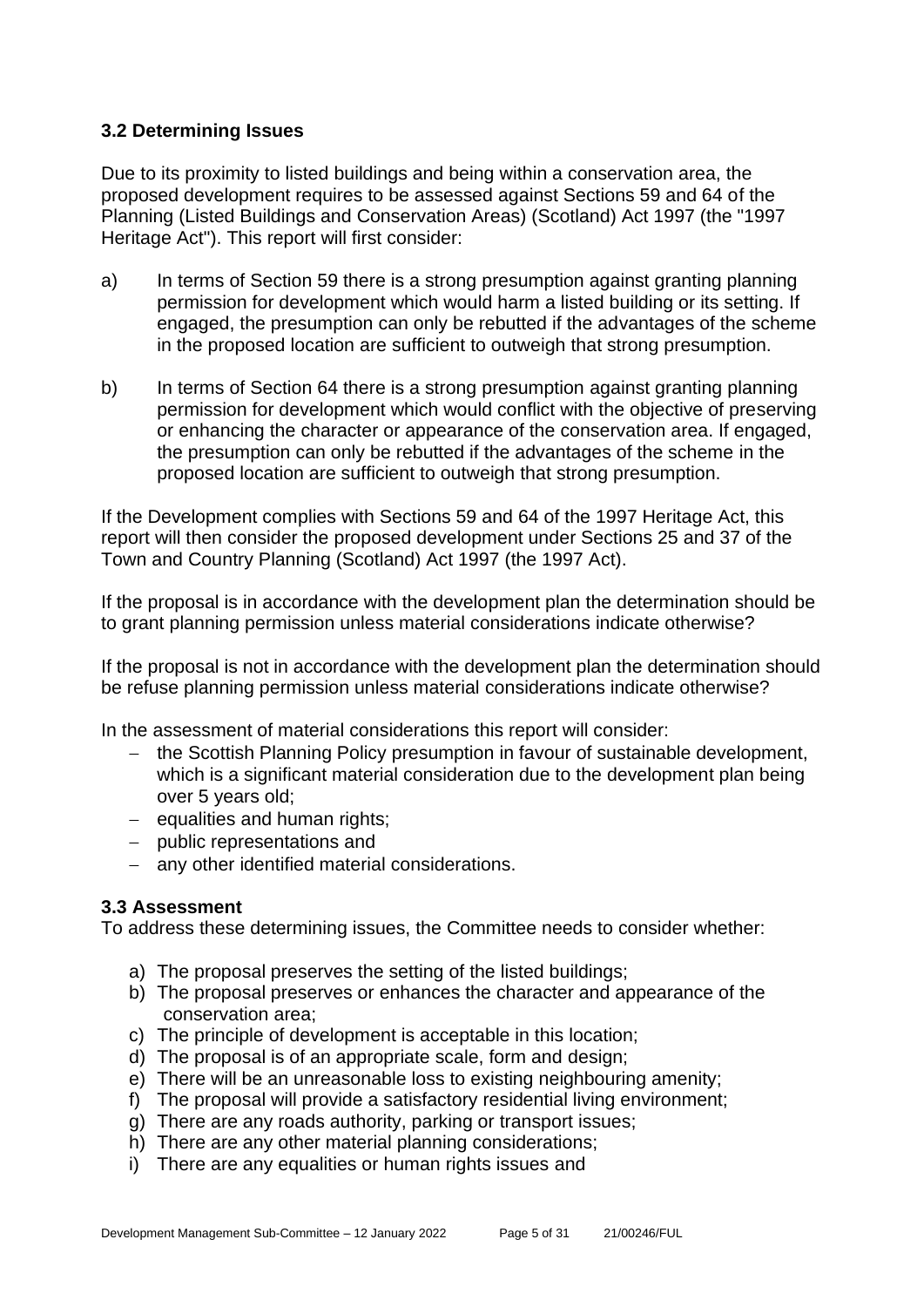### 3.2 Determining Issues

Due to its proximity to listed buildings and being within a conservation area, the proposed development requires to be assessed against Sections 59 and 64 of the Planning (Listed Buildings and Conservation Areas) (Scotland) Act 1997 (the "1997 Heritage Act"). This report will first consider:

a) In terms of Section 59 there is a strong presumption against granting planning permission for development which would harm a listed building or its setting. If engaged, the presumption can only be rebutted if the advantages of the scheme in the proposed location are sufficient to outweigh that strong presumption.

b) In terms of Section 64 there is a strong presumption against granting planning permission for development which would conflict with the objective of preserving or enhancing the character or appearance of the conservation area. If engaged, the presumption can only be rebutted if the advantages of the scheme in the proposed location are sufficient to outweigh that strong presumption.

If the Development complies with Sections 59 and 64 of the 1997 Heritage Act, this report will then consider the proposed development under Sections 25 and 37 of the Town and Country Planning (Scotland) Act 1997 (the 1997 Act).

If the proposal is in accordance with the development plan the determination should be to grant planning permission unless material considerations indicate otherwise?

If the proposal is not in accordance with the development plan the determination should be refuse planning permission unless material considerations indicate otherwise?

In the assessment of material considerations this report will consider:

- the Scottish Planning Policy presumption in favour of sustainable development, which is a significant material consideration due to the development plan being over 5 years old;
- equalities and human rights;
- public representations and
- any other identified material considerations.

### 3.3 Assessment

To address these determining issues, the Committee needs to consider whether:

a) The proposal preserves the setting of the listed buildings;
b) The proposal preserves or enhances the character and appearance of the conservation area;
c) The principle of development is acceptable in this location;
d) The proposal is of an appropriate scale, form and design;
e) There will be an unreasonable loss to existing neighbouring amenity;
f) The proposal will provide a satisfactory residential living environment;
g) There are any roads authority, parking or transport issues;
h) There are any other material planning considerations;
i) There are any equalities or human rights issues and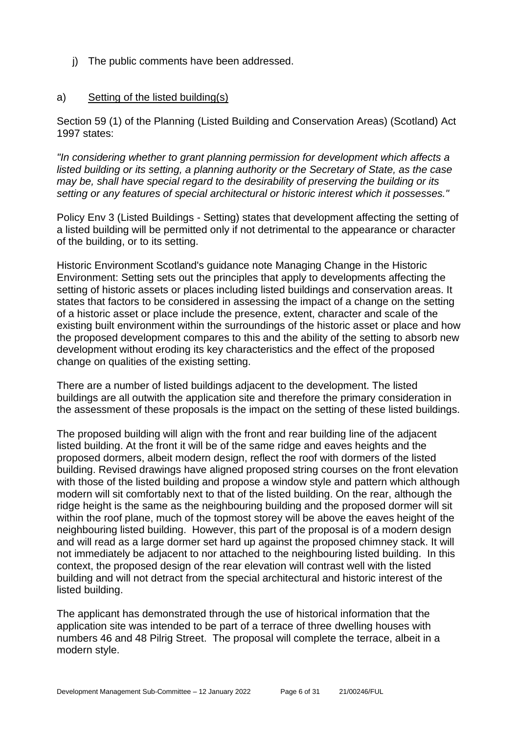j) The public comments have been addressed.

a) Setting of the listed building(s)

Section 59 (1) of the Planning (Listed Building and Conservation Areas) (Scotland) Act 1997 states:

*"In considering whether to grant planning permission for development which affects a listed building or its setting, a planning authority or the Secretary of State, as the case may be, shall have special regard to the desirability of preserving the building or its setting or any features of special architectural or historic interest which it possesses."*

Policy Env 3 (Listed Buildings - Setting) states that development affecting the setting of a listed building will be permitted only if not detrimental to the appearance or character of the building, or to its setting.

Historic Environment Scotland's guidance note Managing Change in the Historic Environment: Setting sets out the principles that apply to developments affecting the setting of historic assets or places including listed buildings and conservation areas. It states that factors to be considered in assessing the impact of a change on the setting of a historic asset or place include the presence, extent, character and scale of the existing built environment within the surroundings of the historic asset or place and how the proposed development compares to this and the ability of the setting to absorb new development without eroding its key characteristics and the effect of the proposed change on qualities of the existing setting.

There are a number of listed buildings adjacent to the development. The listed buildings are all outwith the application site and therefore the primary consideration in the assessment of these proposals is the impact on the setting of these listed buildings.

The proposed building will align with the front and rear building line of the adjacent listed building. At the front it will be of the same ridge and eaves heights and the proposed dormers, albeit modern design, reflect the roof with dormers of the listed building. Revised drawings have aligned proposed string courses on the front elevation with those of the listed building and propose a window style and pattern which although modern will sit comfortably next to that of the listed building. On the rear, although the ridge height is the same as the neighbouring building and the proposed dormer will sit within the roof plane, much of the topmost storey will be above the eaves height of the neighbouring listed building. However, this part of the proposal is of a modern design and will read as a large dormer set hard up against the proposed chimney stack. It will not immediately be adjacent to nor attached to the neighbouring listed building. In this context, the proposed design of the rear elevation will contrast well with the listed building and will not detract from the special architectural and historic interest of the listed building.

The applicant has demonstrated through the use of historical information that the application site was intended to be part of a terrace of three dwelling houses with numbers 46 and 48 Pilrig Street. The proposal will complete the terrace, albeit in a modern style.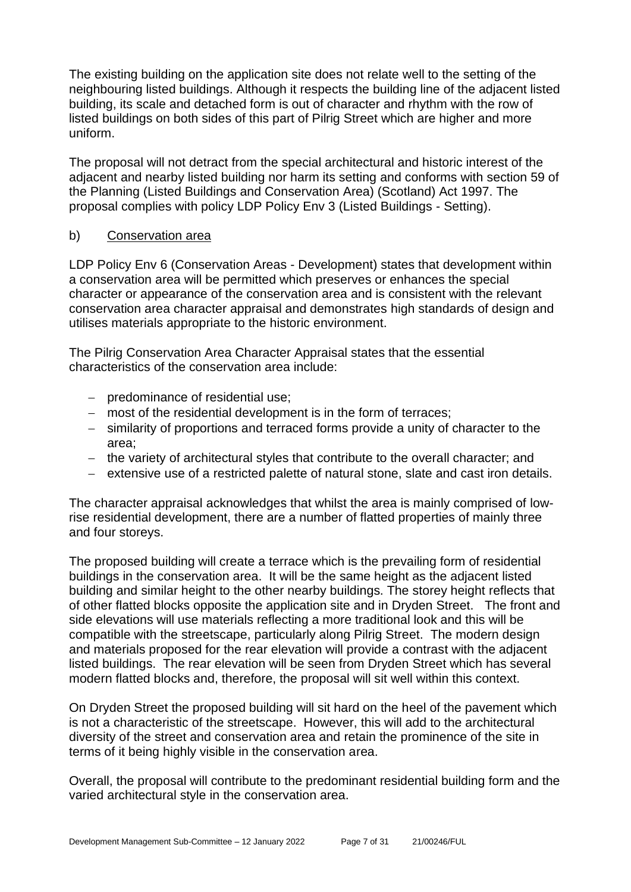The existing building on the application site does not relate well to the setting of the neighbouring listed buildings. Although it respects the building line of the adjacent listed building, its scale and detached form is out of character and rhythm with the row of listed buildings on both sides of this part of Pilrig Street which are higher and more uniform.

The proposal will not detract from the special architectural and historic interest of the adjacent and nearby listed building nor harm its setting and conforms with section 59 of the Planning (Listed Buildings and Conservation Area) (Scotland) Act 1997. The proposal complies with policy LDP Policy Env 3 (Listed Buildings - Setting).

b) Conservation area

LDP Policy Env 6 (Conservation Areas - Development) states that development within a conservation area will be permitted which preserves or enhances the special character or appearance of the conservation area and is consistent with the relevant conservation area character appraisal and demonstrates high standards of design and utilises materials appropriate to the historic environment.

The Pilrig Conservation Area Character Appraisal states that the essential characteristics of the conservation area include:

- predominance of residential use;
- most of the residential development is in the form of terraces;
- similarity of proportions and terraced forms provide a unity of character to the area;
- the variety of architectural styles that contribute to the overall character; and
- extensive use of a restricted palette of natural stone, slate and cast iron details.

The character appraisal acknowledges that whilst the area is mainly comprised of low-rise residential development, there are a number of flatted properties of mainly three and four storeys.

The proposed building will create a terrace which is the prevailing form of residential buildings in the conservation area. It will be the same height as the adjacent listed building and similar height to the other nearby buildings. The storey height reflects that of other flatted blocks opposite the application site and in Dryden Street. The front and side elevations will use materials reflecting a more traditional look and this will be compatible with the streetscape, particularly along Pilrig Street. The modern design and materials proposed for the rear elevation will provide a contrast with the adjacent listed buildings. The rear elevation will be seen from Dryden Street which has several modern flatted blocks and, therefore, the proposal will sit well within this context.

On Dryden Street the proposed building will sit hard on the heel of the pavement which is not a characteristic of the streetscape. However, this will add to the architectural diversity of the street and conservation area and retain the prominence of the site in terms of it being highly visible in the conservation area.

Overall, the proposal will contribute to the predominant residential building form and the varied architectural style in the conservation area.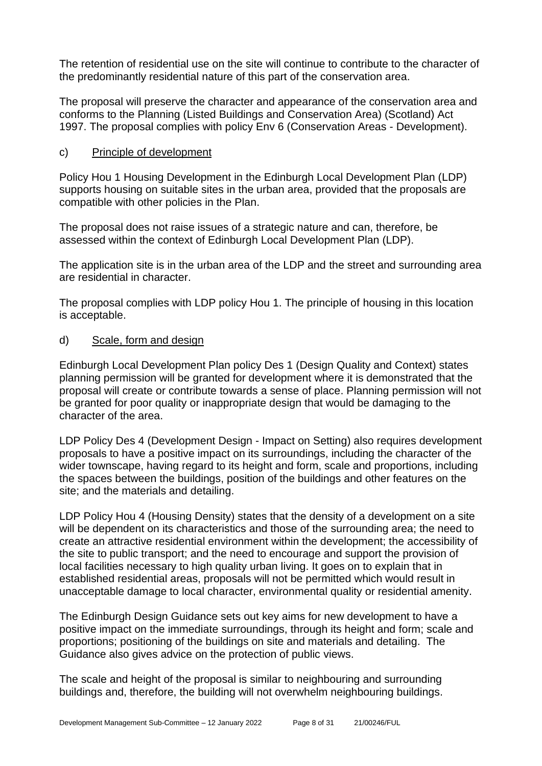The retention of residential use on the site will continue to contribute to the character of the predominantly residential nature of this part of the conservation area.

The proposal will preserve the character and appearance of the conservation area and conforms to the Planning (Listed Buildings and Conservation Area) (Scotland) Act 1997. The proposal complies with policy Env 6 (Conservation Areas - Development).

c) <u>Principle of development</u>

Policy Hou 1 Housing Development in the Edinburgh Local Development Plan (LDP) supports housing on suitable sites in the urban area, provided that the proposals are compatible with other policies in the Plan.

The proposal does not raise issues of a strategic nature and can, therefore, be assessed within the context of Edinburgh Local Development Plan (LDP).

The application site is in the urban area of the LDP and the street and surrounding area are residential in character.

The proposal complies with LDP policy Hou 1. The principle of housing in this location is acceptable.

d) <u>Scale, form and design</u>

Edinburgh Local Development Plan policy Des 1 (Design Quality and Context) states planning permission will be granted for development where it is demonstrated that the proposal will create or contribute towards a sense of place. Planning permission will not be granted for poor quality or inappropriate design that would be damaging to the character of the area.

LDP Policy Des 4 (Development Design - Impact on Setting) also requires development proposals to have a positive impact on its surroundings, including the character of the wider townscape, having regard to its height and form, scale and proportions, including the spaces between the buildings, position of the buildings and other features on the site; and the materials and detailing.

LDP Policy Hou 4 (Housing Density) states that the density of a development on a site will be dependent on its characteristics and those of the surrounding area; the need to create an attractive residential environment within the development; the accessibility of the site to public transport; and the need to encourage and support the provision of local facilities necessary to high quality urban living. It goes on to explain that in established residential areas, proposals will not be permitted which would result in unacceptable damage to local character, environmental quality or residential amenity.

The Edinburgh Design Guidance sets out key aims for new development to have a positive impact on the immediate surroundings, through its height and form; scale and proportions; positioning of the buildings on site and materials and detailing. The Guidance also gives advice on the protection of public views.

The scale and height of the proposal is similar to neighbouring and surrounding buildings and, therefore, the building will not overwhelm neighbouring buildings.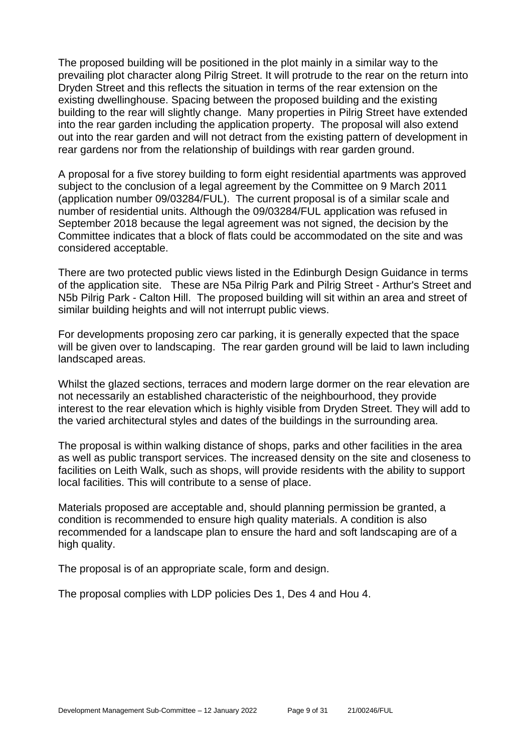The proposed building will be positioned in the plot mainly in a similar way to the prevailing plot character along Pilrig Street. It will protrude to the rear on the return into Dryden Street and this reflects the situation in terms of the rear extension on the existing dwellinghouse. Spacing between the proposed building and the existing building to the rear will slightly change. Many properties in Pilrig Street have extended into the rear garden including the application property. The proposal will also extend out into the rear garden and will not detract from the existing pattern of development in rear gardens nor from the relationship of buildings with rear garden ground.

A proposal for a five storey building to form eight residential apartments was approved subject to the conclusion of a legal agreement by the Committee on 9 March 2011 (application number 09/03284/FUL). The current proposal is of a similar scale and number of residential units. Although the 09/03284/FUL application was refused in September 2018 because the legal agreement was not signed, the decision by the Committee indicates that a block of flats could be accommodated on the site and was considered acceptable.

There are two protected public views listed in the Edinburgh Design Guidance in terms of the application site. These are N5a Pilrig Park and Pilrig Street - Arthur's Street and N5b Pilrig Park - Calton Hill. The proposed building will sit within an area and street of similar building heights and will not interrupt public views.

For developments proposing zero car parking, it is generally expected that the space will be given over to landscaping. The rear garden ground will be laid to lawn including landscaped areas.

Whilst the glazed sections, terraces and modern large dormer on the rear elevation are not necessarily an established characteristic of the neighbourhood, they provide interest to the rear elevation which is highly visible from Dryden Street. They will add to the varied architectural styles and dates of the buildings in the surrounding area.

The proposal is within walking distance of shops, parks and other facilities in the area as well as public transport services. The increased density on the site and closeness to facilities on Leith Walk, such as shops, will provide residents with the ability to support local facilities. This will contribute to a sense of place.

Materials proposed are acceptable and, should planning permission be granted, a condition is recommended to ensure high quality materials. A condition is also recommended for a landscape plan to ensure the hard and soft landscaping are of a high quality.

The proposal is of an appropriate scale, form and design.

The proposal complies with LDP policies Des 1, Des 4 and Hou 4.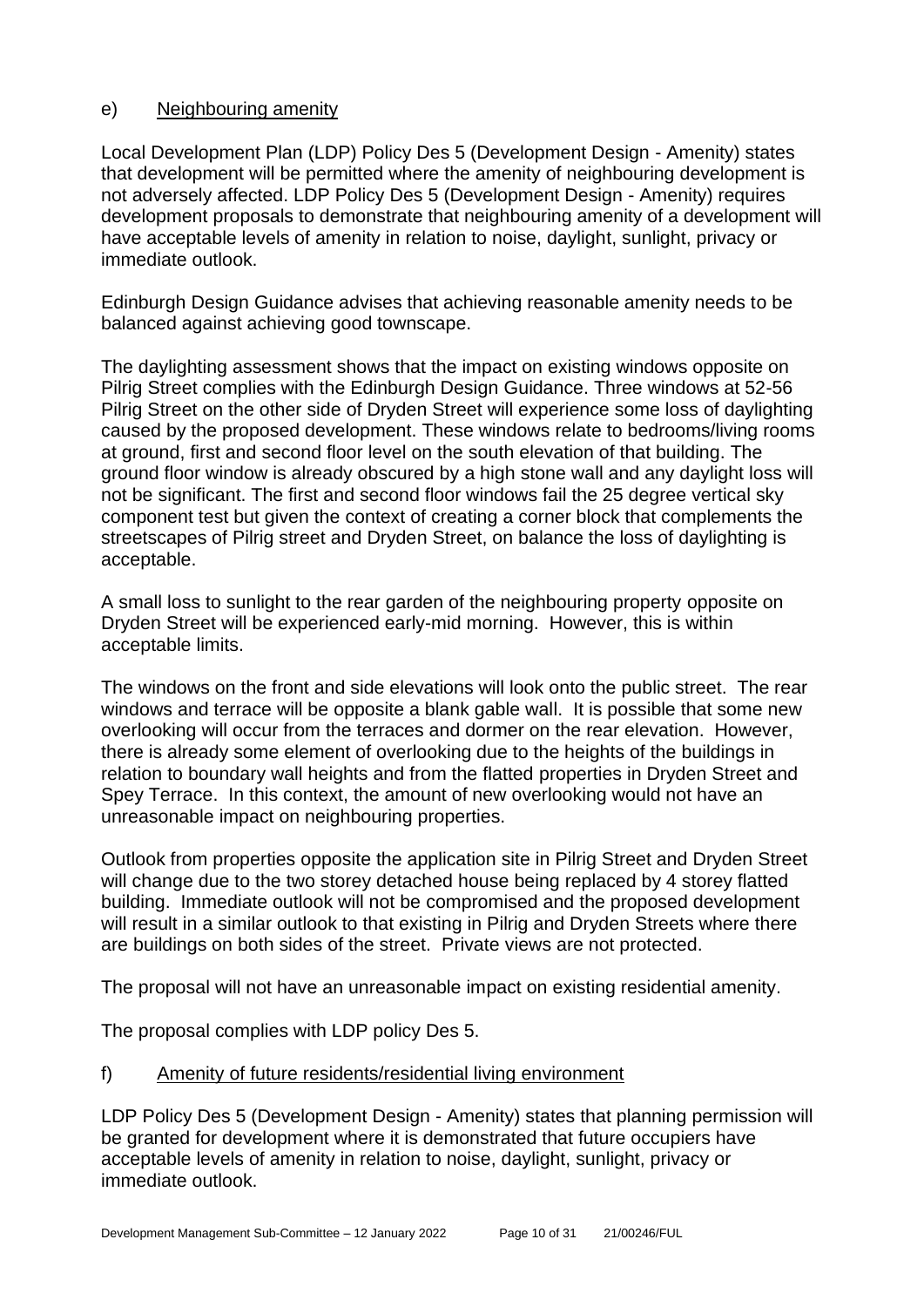## e) Neighbouring amenity

Local Development Plan (LDP) Policy Des 5 (Development Design - Amenity) states that development will be permitted where the amenity of neighbouring development is not adversely affected. LDP Policy Des 5 (Development Design - Amenity) requires development proposals to demonstrate that neighbouring amenity of a development will have acceptable levels of amenity in relation to noise, daylight, sunlight, privacy or immediate outlook.

Edinburgh Design Guidance advises that achieving reasonable amenity needs to be balanced against achieving good townscape.

The daylighting assessment shows that the impact on existing windows opposite on Pilrig Street complies with the Edinburgh Design Guidance. Three windows at 52-56 Pilrig Street on the other side of Dryden Street will experience some loss of daylighting caused by the proposed development. These windows relate to bedrooms/living rooms at ground, first and second floor level on the south elevation of that building. The ground floor window is already obscured by a high stone wall and any daylight loss will not be significant. The first and second floor windows fail the 25 degree vertical sky component test but given the context of creating a corner block that complements the streetscapes of Pilrig street and Dryden Street, on balance the loss of daylighting is acceptable.

A small loss to sunlight to the rear garden of the neighbouring property opposite on Dryden Street will be experienced early-mid morning. However, this is within acceptable limits.

The windows on the front and side elevations will look onto the public street. The rear windows and terrace will be opposite a blank gable wall. It is possible that some new overlooking will occur from the terraces and dormer on the rear elevation. However, there is already some element of overlooking due to the heights of the buildings in relation to boundary wall heights and from the flatted properties in Dryden Street and Spey Terrace. In this context, the amount of new overlooking would not have an unreasonable impact on neighbouring properties.

Outlook from properties opposite the application site in Pilrig Street and Dryden Street will change due to the two storey detached house being replaced by 4 storey flatted building. Immediate outlook will not be compromised and the proposed development will result in a similar outlook to that existing in Pilrig and Dryden Streets where there are buildings on both sides of the street. Private views are not protected.

The proposal will not have an unreasonable impact on existing residential amenity.

The proposal complies with LDP policy Des 5.

## f) Amenity of future residents/residential living environment

LDP Policy Des 5 (Development Design - Amenity) states that planning permission will be granted for development where it is demonstrated that future occupiers have acceptable levels of amenity in relation to noise, daylight, sunlight, privacy or immediate outlook.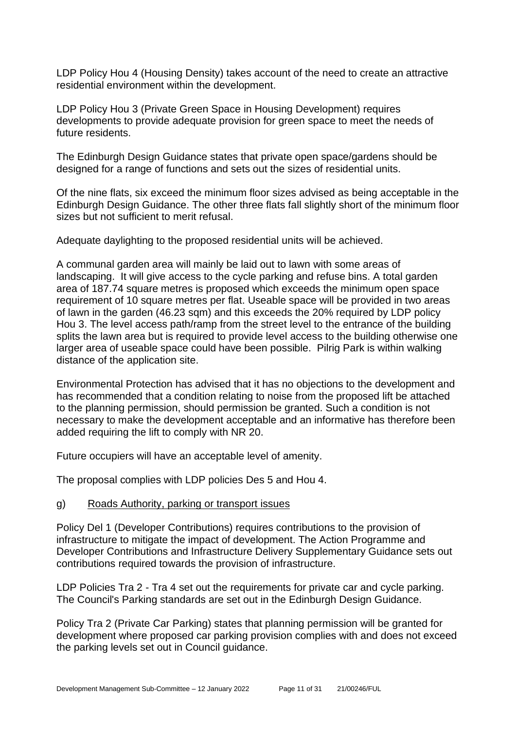LDP Policy Hou 4 (Housing Density) takes account of the need to create an attractive residential environment within the development.

LDP Policy Hou 3 (Private Green Space in Housing Development) requires developments to provide adequate provision for green space to meet the needs of future residents.

The Edinburgh Design Guidance states that private open space/gardens should be designed for a range of functions and sets out the sizes of residential units.

Of the nine flats, six exceed the minimum floor sizes advised as being acceptable in the Edinburgh Design Guidance. The other three flats fall slightly short of the minimum floor sizes but not sufficient to merit refusal.

Adequate daylighting to the proposed residential units will be achieved.

A communal garden area will mainly be laid out to lawn with some areas of landscaping. It will give access to the cycle parking and refuse bins. A total garden area of 187.74 square metres is proposed which exceeds the minimum open space requirement of 10 square metres per flat. Useable space will be provided in two areas of lawn in the garden (46.23 sqm) and this exceeds the 20% required by LDP policy Hou 3. The level access path/ramp from the street level to the entrance of the building splits the lawn area but is required to provide level access to the building otherwise one larger area of useable space could have been possible. Pilrig Park is within walking distance of the application site.

Environmental Protection has advised that it has no objections to the development and has recommended that a condition relating to noise from the proposed lift be attached to the planning permission, should permission be granted. Such a condition is not necessary to make the development acceptable and an informative has therefore been added requiring the lift to comply with NR 20.

Future occupiers will have an acceptable level of amenity.

The proposal complies with LDP policies Des 5 and Hou 4.

g) Roads Authority, parking or transport issues

Policy Del 1 (Developer Contributions) requires contributions to the provision of infrastructure to mitigate the impact of development. The Action Programme and Developer Contributions and Infrastructure Delivery Supplementary Guidance sets out contributions required towards the provision of infrastructure.

LDP Policies Tra 2 - Tra 4 set out the requirements for private car and cycle parking. The Council's Parking standards are set out in the Edinburgh Design Guidance.

Policy Tra 2 (Private Car Parking) states that planning permission will be granted for development where proposed car parking provision complies with and does not exceed the parking levels set out in Council guidance.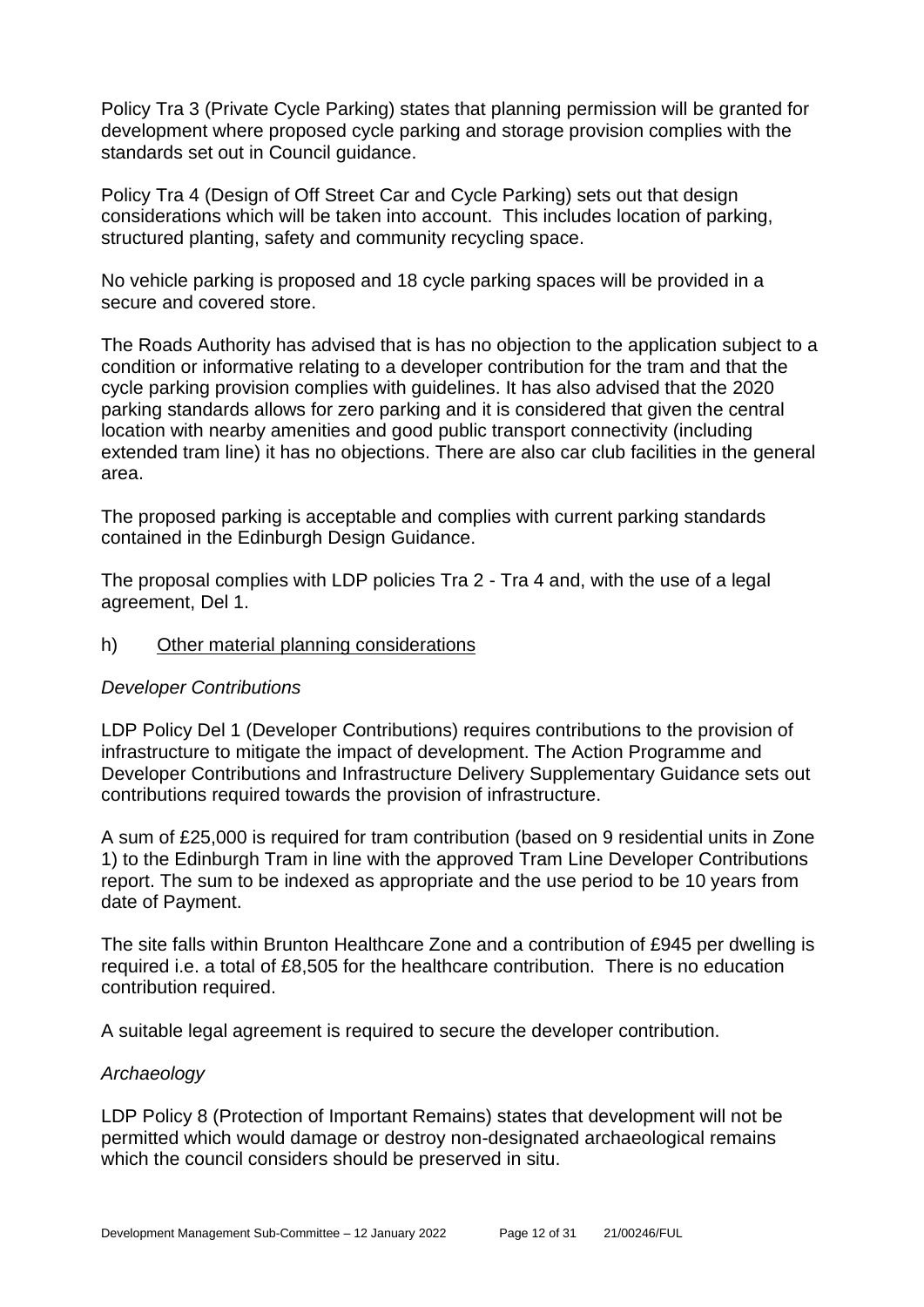Policy Tra 3 (Private Cycle Parking) states that planning permission will be granted for development where proposed cycle parking and storage provision complies with the standards set out in Council guidance.

Policy Tra 4 (Design of Off Street Car and Cycle Parking) sets out that design considerations which will be taken into account. This includes location of parking, structured planting, safety and community recycling space.

No vehicle parking is proposed and 18 cycle parking spaces will be provided in a secure and covered store.

The Roads Authority has advised that is has no objection to the application subject to a condition or informative relating to a developer contribution for the tram and that the cycle parking provision complies with guidelines. It has also advised that the 2020 parking standards allows for zero parking and it is considered that given the central location with nearby amenities and good public transport connectivity (including extended tram line) it has no objections. There are also car club facilities in the general area.

The proposed parking is acceptable and complies with current parking standards contained in the Edinburgh Design Guidance.

The proposal complies with LDP policies Tra 2 - Tra 4 and, with the use of a legal agreement, Del 1.

h) <u>Other material planning considerations</u>

*Developer Contributions*

LDP Policy Del 1 (Developer Contributions) requires contributions to the provision of infrastructure to mitigate the impact of development. The Action Programme and Developer Contributions and Infrastructure Delivery Supplementary Guidance sets out contributions required towards the provision of infrastructure.

A sum of £25,000 is required for tram contribution (based on 9 residential units in Zone 1) to the Edinburgh Tram in line with the approved Tram Line Developer Contributions report. The sum to be indexed as appropriate and the use period to be 10 years from date of Payment.

The site falls within Brunton Healthcare Zone and a contribution of £945 per dwelling is required i.e. a total of £8,505 for the healthcare contribution. There is no education contribution required.

A suitable legal agreement is required to secure the developer contribution.

*Archaeology*

LDP Policy 8 (Protection of Important Remains) states that development will not be permitted which would damage or destroy non-designated archaeological remains which the council considers should be preserved in situ.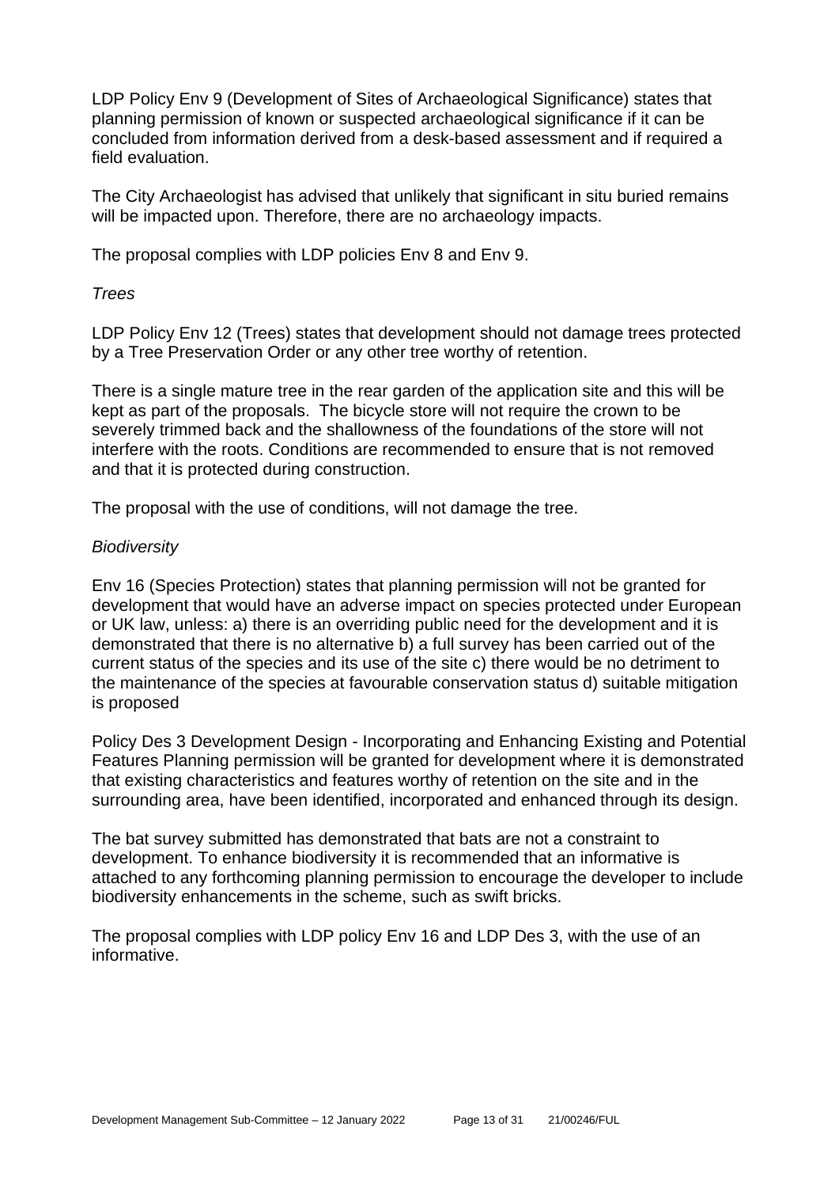LDP Policy Env 9 (Development of Sites of Archaeological Significance) states that planning permission of known or suspected archaeological significance if it can be concluded from information derived from a desk-based assessment and if required a field evaluation.

The City Archaeologist has advised that unlikely that significant in situ buried remains will be impacted upon. Therefore, there are no archaeology impacts.

The proposal complies with LDP policies Env 8 and Env 9.

*Trees*

LDP Policy Env 12 (Trees) states that development should not damage trees protected by a Tree Preservation Order or any other tree worthy of retention.

There is a single mature tree in the rear garden of the application site and this will be kept as part of the proposals. The bicycle store will not require the crown to be severely trimmed back and the shallowness of the foundations of the store will not interfere with the roots. Conditions are recommended to ensure that is not removed and that it is protected during construction.

The proposal with the use of conditions, will not damage the tree.

*Biodiversity*

Env 16 (Species Protection) states that planning permission will not be granted for development that would have an adverse impact on species protected under European or UK law, unless: a) there is an overriding public need for the development and it is demonstrated that there is no alternative b) a full survey has been carried out of the current status of the species and its use of the site c) there would be no detriment to the maintenance of the species at favourable conservation status d) suitable mitigation is proposed

Policy Des 3 Development Design - Incorporating and Enhancing Existing and Potential Features Planning permission will be granted for development where it is demonstrated that existing characteristics and features worthy of retention on the site and in the surrounding area, have been identified, incorporated and enhanced through its design.

The bat survey submitted has demonstrated that bats are not a constraint to development. To enhance biodiversity it is recommended that an informative is attached to any forthcoming planning permission to encourage the developer to include biodiversity enhancements in the scheme, such as swift bricks.

The proposal complies with LDP policy Env 16 and LDP Des 3, with the use of an informative.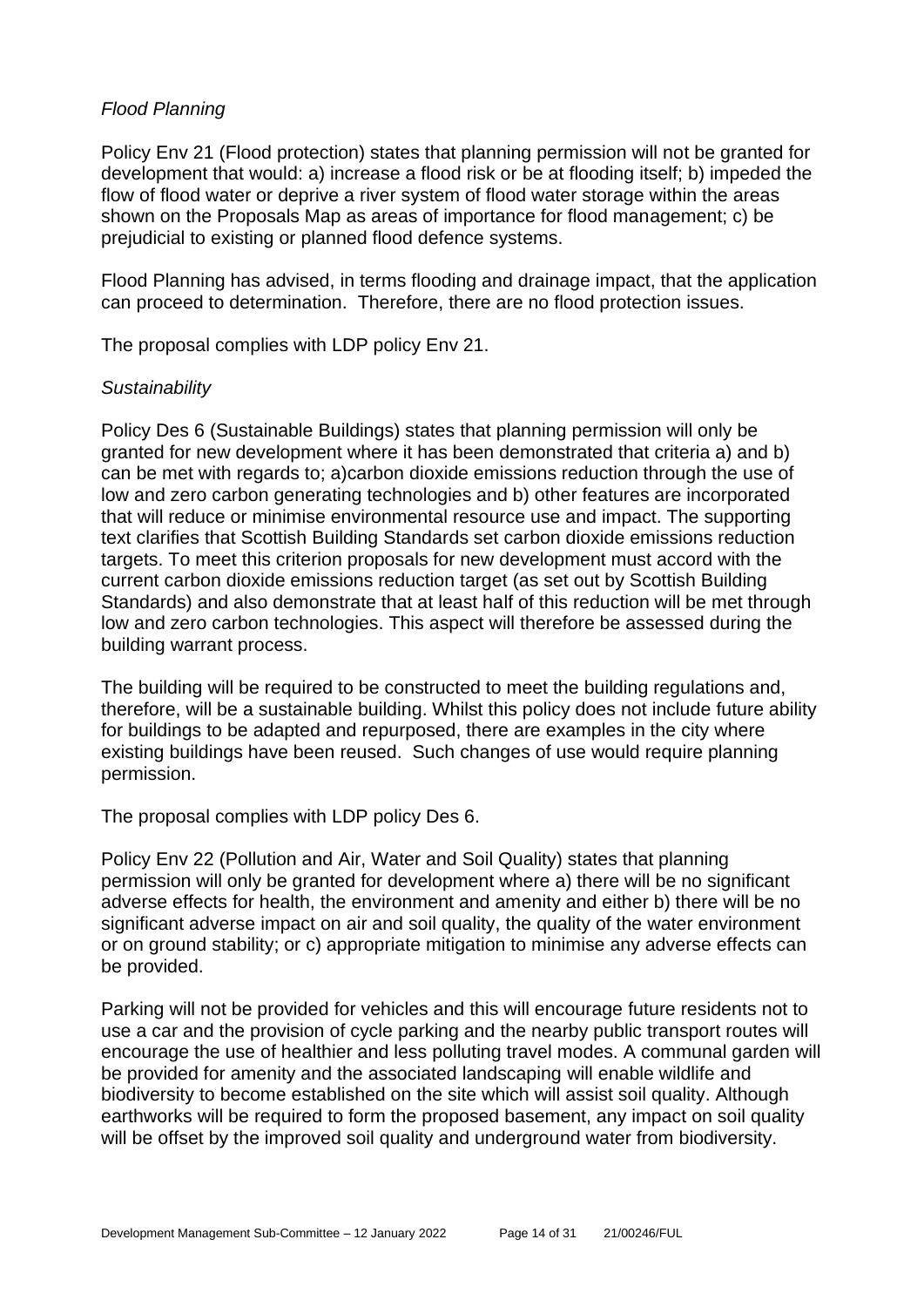*Flood Planning*

Policy Env 21 (Flood protection) states that planning permission will not be granted for development that would: a) increase a flood risk or be at flooding itself; b) impeded the flow of flood water or deprive a river system of flood water storage within the areas shown on the Proposals Map as areas of importance for flood management; c) be prejudicial to existing or planned flood defence systems.

Flood Planning has advised, in terms flooding and drainage impact, that the application can proceed to determination. Therefore, there are no flood protection issues.

The proposal complies with LDP policy Env 21.

*Sustainability*

Policy Des 6 (Sustainable Buildings) states that planning permission will only be granted for new development where it has been demonstrated that criteria a) and b) can be met with regards to; a)carbon dioxide emissions reduction through the use of low and zero carbon generating technologies and b) other features are incorporated that will reduce or minimise environmental resource use and impact. The supporting text clarifies that Scottish Building Standards set carbon dioxide emissions reduction targets. To meet this criterion proposals for new development must accord with the current carbon dioxide emissions reduction target (as set out by Scottish Building Standards) and also demonstrate that at least half of this reduction will be met through low and zero carbon technologies. This aspect will therefore be assessed during the building warrant process.

The building will be required to be constructed to meet the building regulations and, therefore, will be a sustainable building. Whilst this policy does not include future ability for buildings to be adapted and repurposed, there are examples in the city where existing buildings have been reused. Such changes of use would require planning permission.

The proposal complies with LDP policy Des 6.

Policy Env 22 (Pollution and Air, Water and Soil Quality) states that planning permission will only be granted for development where a) there will be no significant adverse effects for health, the environment and amenity and either b) there will be no significant adverse impact on air and soil quality, the quality of the water environment or on ground stability; or c) appropriate mitigation to minimise any adverse effects can be provided.

Parking will not be provided for vehicles and this will encourage future residents not to use a car and the provision of cycle parking and the nearby public transport routes will encourage the use of healthier and less polluting travel modes. A communal garden will be provided for amenity and the associated landscaping will enable wildlife and biodiversity to become established on the site which will assist soil quality. Although earthworks will be required to form the proposed basement, any impact on soil quality will be offset by the improved soil quality and underground water from biodiversity.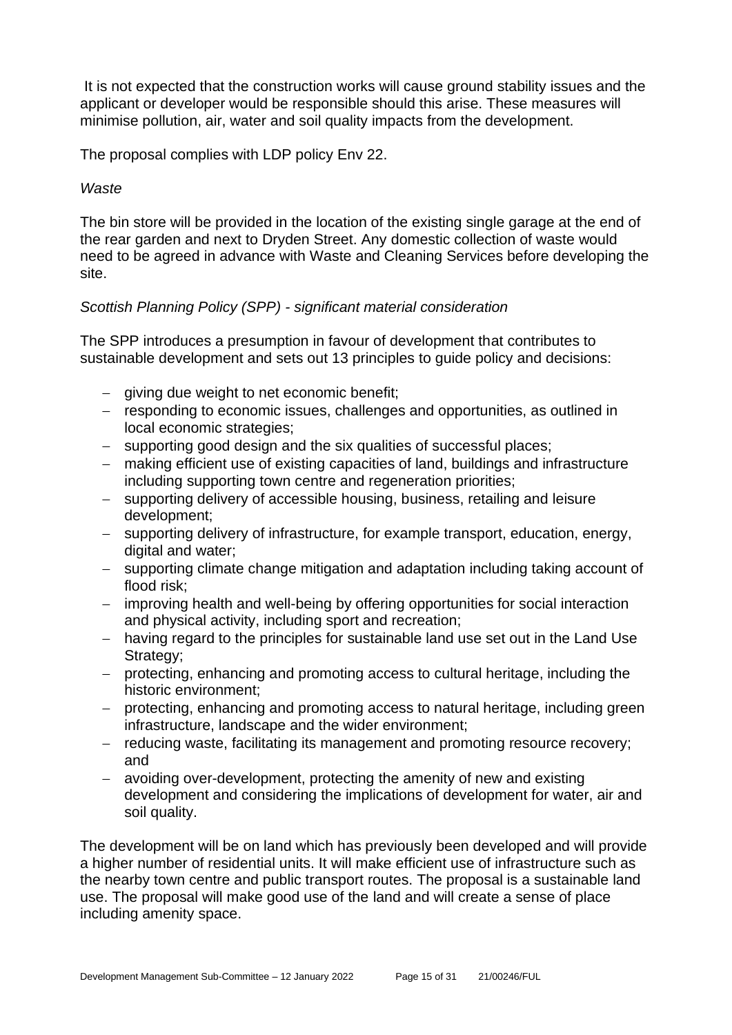It is not expected that the construction works will cause ground stability issues and the applicant or developer would be responsible should this arise. These measures will minimise pollution, air, water and soil quality impacts from the development.

The proposal complies with LDP policy Env 22.

*Waste*

The bin store will be provided in the location of the existing single garage at the end of the rear garden and next to Dryden Street. Any domestic collection of waste would need to be agreed in advance with Waste and Cleaning Services before developing the site.

*Scottish Planning Policy (SPP) - significant material consideration*

The SPP introduces a presumption in favour of development that contributes to sustainable development and sets out 13 principles to guide policy and decisions:

- giving due weight to net economic benefit;
- responding to economic issues, challenges and opportunities, as outlined in local economic strategies;
- supporting good design and the six qualities of successful places;
- making efficient use of existing capacities of land, buildings and infrastructure including supporting town centre and regeneration priorities;
- supporting delivery of accessible housing, business, retailing and leisure development;
- supporting delivery of infrastructure, for example transport, education, energy, digital and water;
- supporting climate change mitigation and adaptation including taking account of flood risk;
- improving health and well-being by offering opportunities for social interaction and physical activity, including sport and recreation;
- having regard to the principles for sustainable land use set out in the Land Use Strategy;
- protecting, enhancing and promoting access to cultural heritage, including the historic environment;
- protecting, enhancing and promoting access to natural heritage, including green infrastructure, landscape and the wider environment;
- reducing waste, facilitating its management and promoting resource recovery; and
- avoiding over-development, protecting the amenity of new and existing development and considering the implications of development for water, air and soil quality.

The development will be on land which has previously been developed and will provide a higher number of residential units. It will make efficient use of infrastructure such as the nearby town centre and public transport routes. The proposal is a sustainable land use. The proposal will make good use of the land and will create a sense of place including amenity space.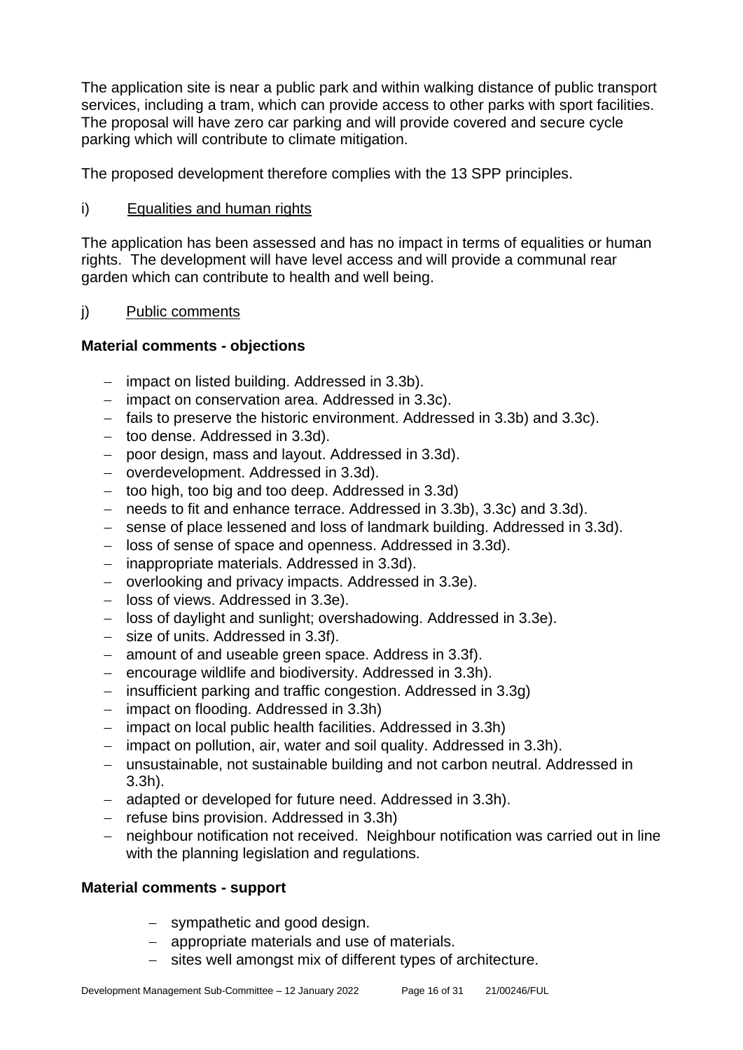The application site is near a public park and within walking distance of public transport services, including a tram, which can provide access to other parks with sport facilities. The proposal will have zero car parking and will provide covered and secure cycle parking which will contribute to climate mitigation.

The proposed development therefore complies with the 13 SPP principles.

i) Equalities and human rights

The application has been assessed and has no impact in terms of equalities or human rights. The development will have level access and will provide a communal rear garden which can contribute to health and well being.

j) Public comments

**Material comments - objections**

- impact on listed building. Addressed in 3.3b).
- impact on conservation area. Addressed in 3.3c).
- fails to preserve the historic environment. Addressed in 3.3b) and 3.3c).
- too dense. Addressed in 3.3d).
- poor design, mass and layout. Addressed in 3.3d).
- overdevelopment. Addressed in 3.3d).
- too high, too big and too deep. Addressed in 3.3d)
- needs to fit and enhance terrace. Addressed in 3.3b), 3.3c) and 3.3d).
- sense of place lessened and loss of landmark building. Addressed in 3.3d).
- loss of sense of space and openness. Addressed in 3.3d).
- inappropriate materials. Addressed in 3.3d).
- overlooking and privacy impacts. Addressed in 3.3e).
- loss of views. Addressed in 3.3e).
- loss of daylight and sunlight; overshadowing. Addressed in 3.3e).
- size of units. Addressed in 3.3f).
- amount of and useable green space. Address in 3.3f).
- encourage wildlife and biodiversity. Addressed in 3.3h).
- insufficient parking and traffic congestion. Addressed in 3.3g)
- impact on flooding. Addressed in 3.3h)
- impact on local public health facilities. Addressed in 3.3h)
- impact on pollution, air, water and soil quality. Addressed in 3.3h).
- unsustainable, not sustainable building and not carbon neutral. Addressed in 3.3h).
- adapted or developed for future need. Addressed in 3.3h).
- refuse bins provision. Addressed in 3.3h)
- neighbour notification not received. Neighbour notification was carried out in line with the planning legislation and regulations.

**Material comments - support**

- sympathetic and good design.
- appropriate materials and use of materials.
- sites well amongst mix of different types of architecture.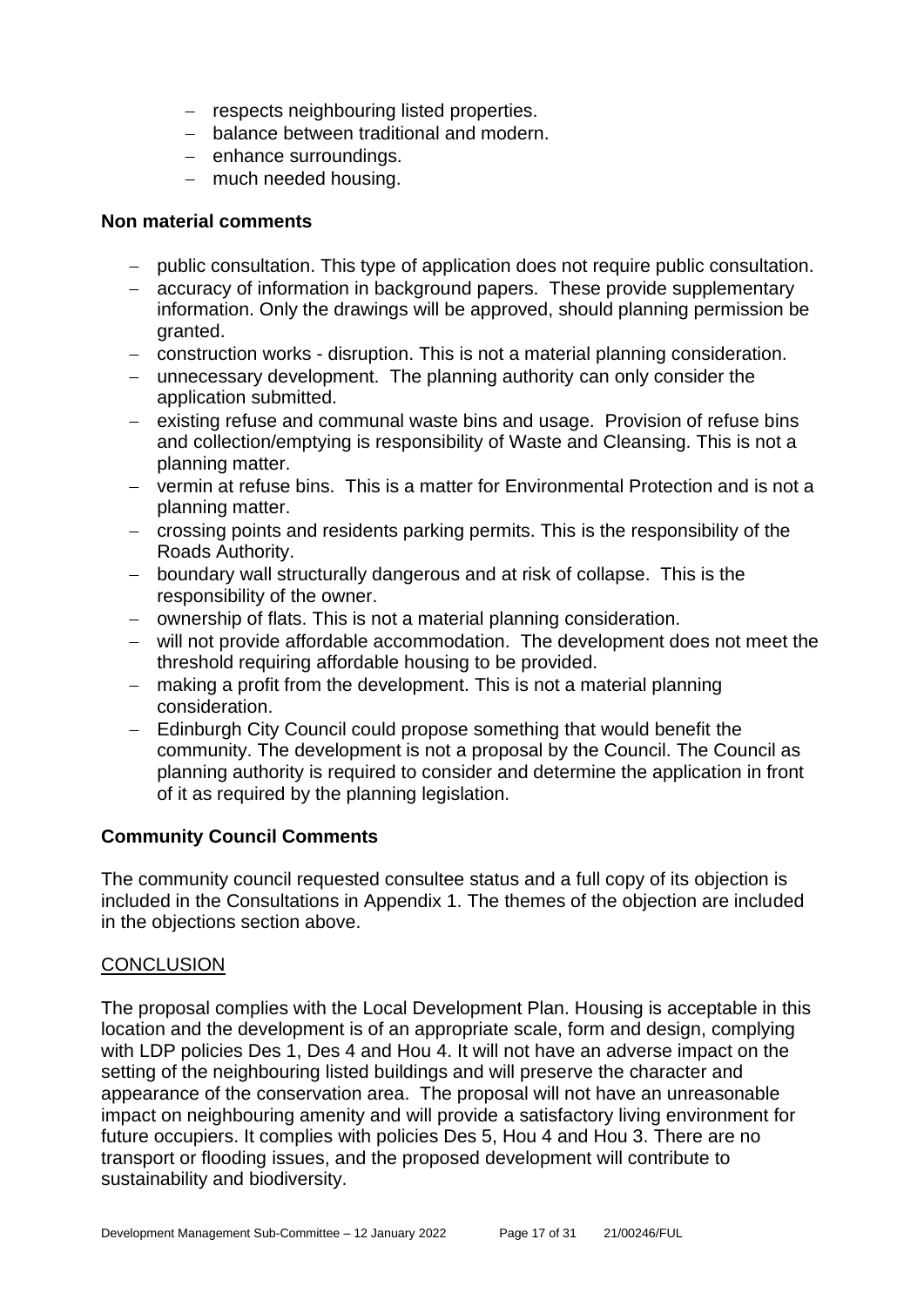- respects neighbouring listed properties.
- balance between traditional and modern.
- enhance surroundings.
- much needed housing.

**Non material comments**

- public consultation. This type of application does not require public consultation.
- accuracy of information in background papers. These provide supplementary information. Only the drawings will be approved, should planning permission be granted.
- construction works - disruption. This is not a material planning consideration.
- unnecessary development. The planning authority can only consider the application submitted.
- existing refuse and communal waste bins and usage. Provision of refuse bins and collection/emptying is responsibility of Waste and Cleansing. This is not a planning matter.
- vermin at refuse bins. This is a matter for Environmental Protection and is not a planning matter.
- crossing points and residents parking permits. This is the responsibility of the Roads Authority.
- boundary wall structurally dangerous and at risk of collapse. This is the responsibility of the owner.
- ownership of flats. This is not a material planning consideration.
- will not provide affordable accommodation. The development does not meet the threshold requiring affordable housing to be provided.
- making a profit from the development. This is not a material planning consideration.
- Edinburgh City Council could propose something that would benefit the community. The development is not a proposal by the Council. The Council as planning authority is required to consider and determine the application in front of it as required by the planning legislation.

**Community Council Comments**

The community council requested consultee status and a full copy of its objection is included in the Consultations in Appendix 1. The themes of the objection are included in the objections section above.

CONCLUSION

The proposal complies with the Local Development Plan. Housing is acceptable in this location and the development is of an appropriate scale, form and design, complying with LDP policies Des 1, Des 4 and Hou 4. It will not have an adverse impact on the setting of the neighbouring listed buildings and will preserve the character and appearance of the conservation area. The proposal will not have an unreasonable impact on neighbouring amenity and will provide a satisfactory living environment for future occupiers. It complies with policies Des 5, Hou 4 and Hou 3. There are no transport or flooding issues, and the proposed development will contribute to sustainability and biodiversity.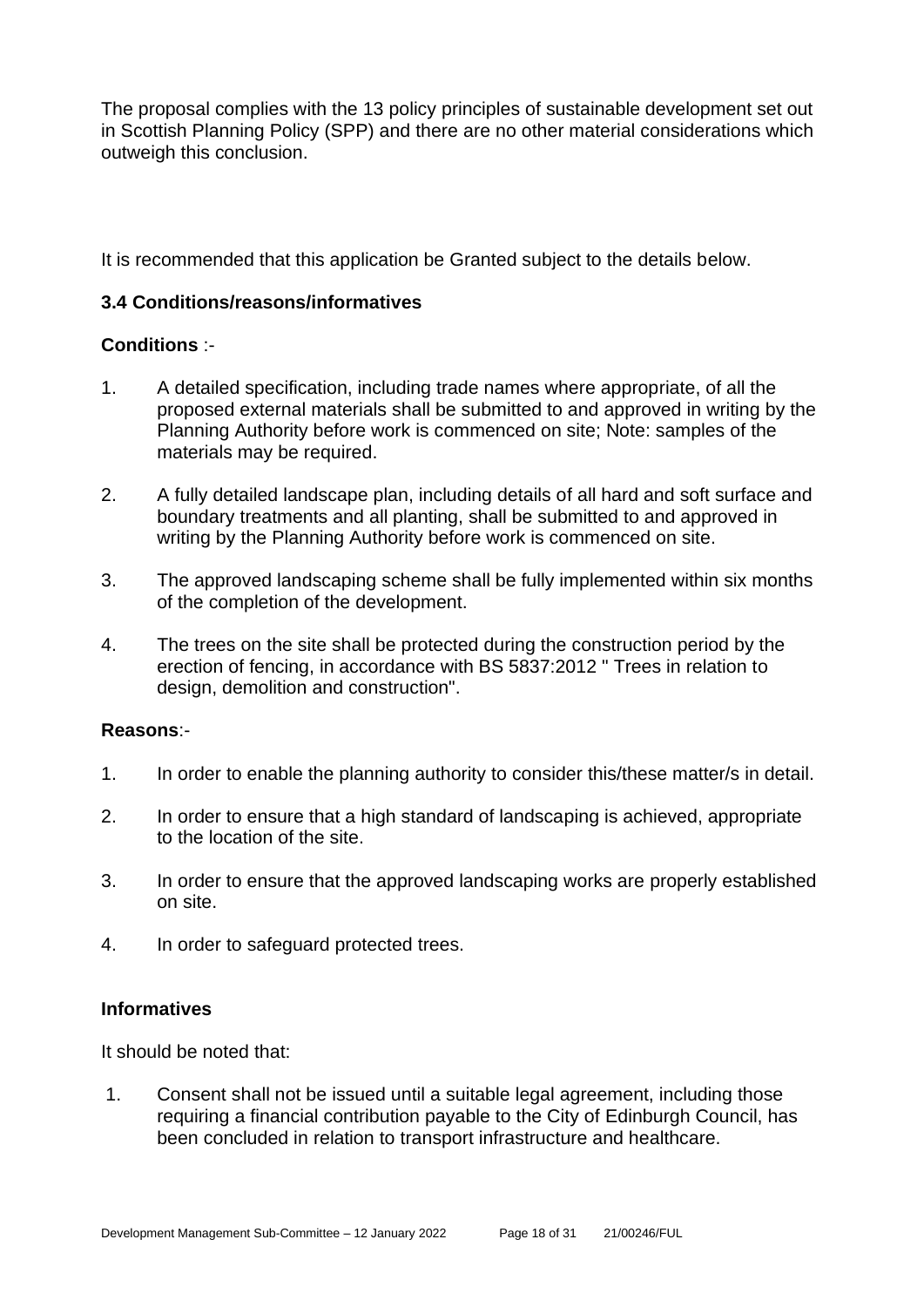The proposal complies with the 13 policy principles of sustainable development set out in Scottish Planning Policy (SPP) and there are no other material considerations which outweigh this conclusion.

It is recommended that this application be Granted subject to the details below.

### 3.4 Conditions/reasons/informatives

**Conditions** :-

1. A detailed specification, including trade names where appropriate, of all the proposed external materials shall be submitted to and approved in writing by the Planning Authority before work is commenced on site; Note: samples of the materials may be required.

2. A fully detailed landscape plan, including details of all hard and soft surface and boundary treatments and all planting, shall be submitted to and approved in writing by the Planning Authority before work is commenced on site.

3. The approved landscaping scheme shall be fully implemented within six months of the completion of the development.

4. The trees on the site shall be protected during the construction period by the erection of fencing, in accordance with BS 5837:2012 " Trees in relation to design, demolition and construction".

**Reasons**:-

1. In order to enable the planning authority to consider this/these matter/s in detail.

2. In order to ensure that a high standard of landscaping is achieved, appropriate to the location of the site.

3. In order to ensure that the approved landscaping works are properly established on site.

4. In order to safeguard protected trees.

**Informatives**

It should be noted that:

1. Consent shall not be issued until a suitable legal agreement, including those requiring a financial contribution payable to the City of Edinburgh Council, has been concluded in relation to transport infrastructure and healthcare.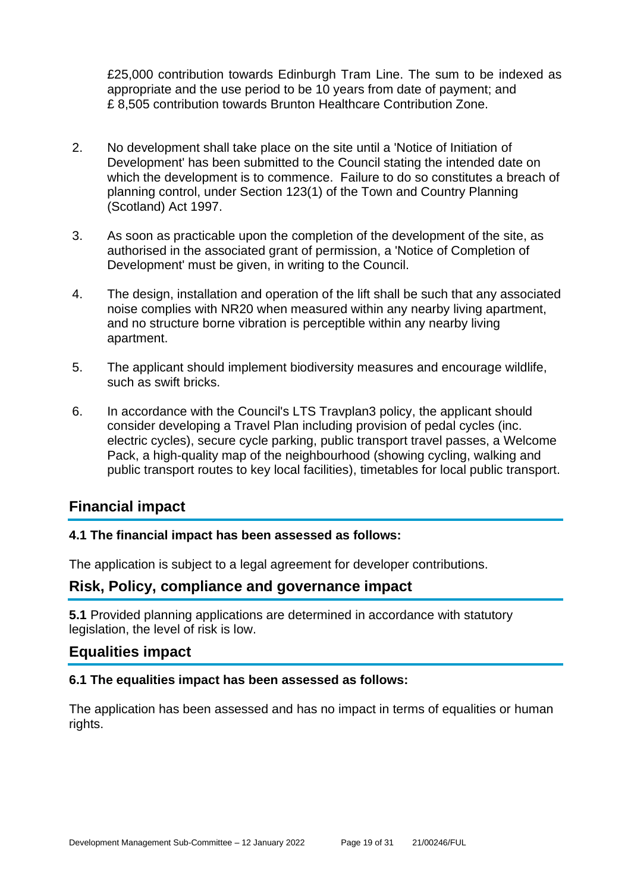£25,000 contribution towards Edinburgh Tram Line. The sum to be indexed as appropriate and the use period to be 10 years from date of payment; and £ 8,505 contribution towards Brunton Healthcare Contribution Zone.

2. No development shall take place on the site until a 'Notice of Initiation of Development' has been submitted to the Council stating the intended date on which the development is to commence. Failure to do so constitutes a breach of planning control, under Section 123(1) of the Town and Country Planning (Scotland) Act 1997.

3. As soon as practicable upon the completion of the development of the site, as authorised in the associated grant of permission, a 'Notice of Completion of Development' must be given, in writing to the Council.

4. The design, installation and operation of the lift shall be such that any associated noise complies with NR20 when measured within any nearby living apartment, and no structure borne vibration is perceptible within any nearby living apartment.

5. The applicant should implement biodiversity measures and encourage wildlife, such as swift bricks.

6. In accordance with the Council's LTS Travplan3 policy, the applicant should consider developing a Travel Plan including provision of pedal cycles (inc. electric cycles), secure cycle parking, public transport travel passes, a Welcome Pack, a high-quality map of the neighbourhood (showing cycling, walking and public transport routes to key local facilities), timetables for local public transport.

## Financial impact

**4.1 The financial impact has been assessed as follows:**

The application is subject to a legal agreement for developer contributions.

## Risk, Policy, compliance and governance impact

**5.1** Provided planning applications are determined in accordance with statutory legislation, the level of risk is low.

## Equalities impact

**6.1 The equalities impact has been assessed as follows:**

The application has been assessed and has no impact in terms of equalities or human rights.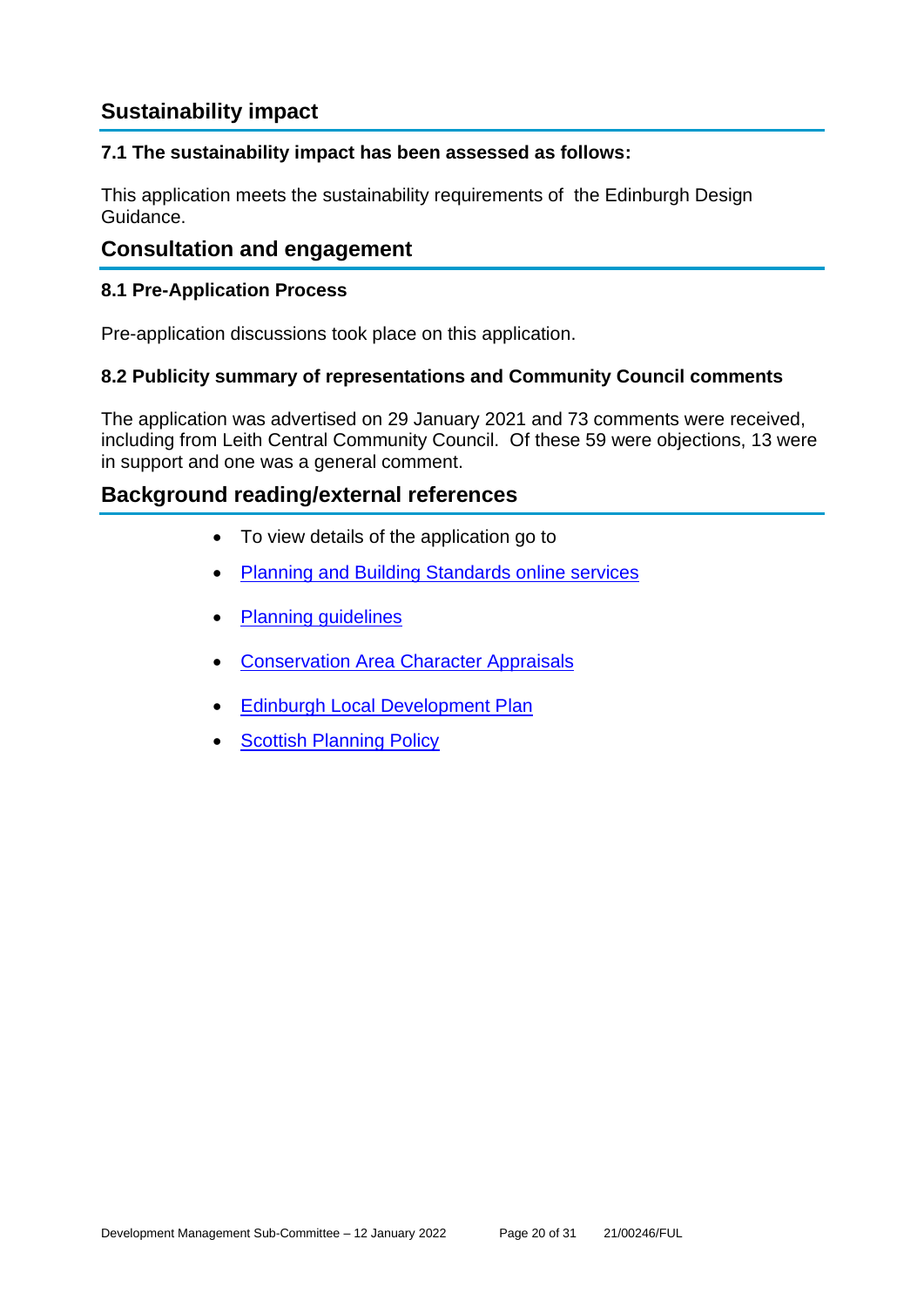## Sustainability impact

### 7.1 The sustainability impact has been assessed as follows:

This application meets the sustainability requirements of the Edinburgh Design Guidance.

## Consultation and engagement

### 8.1 Pre-Application Process

Pre-application discussions took place on this application.

### 8.2 Publicity summary of representations and Community Council comments

The application was advertised on 29 January 2021 and 73 comments were received, including from Leith Central Community Council. Of these 59 were objections, 13 were in support and one was a general comment.

## Background reading/external references

- To view details of the application go to
- Planning and Building Standards online services
- Planning guidelines
- Conservation Area Character Appraisals
- Edinburgh Local Development Plan
- Scottish Planning Policy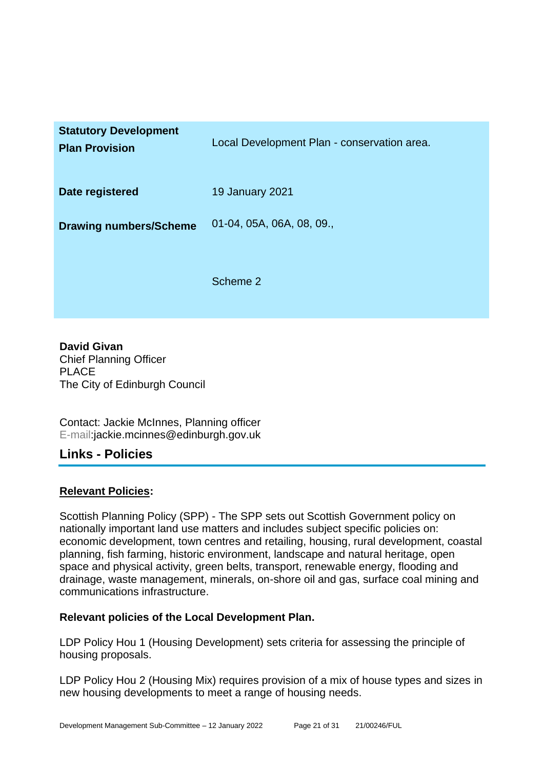| | |
|---|---|
| **Statutory Development Plan Provision** | Local Development Plan - conservation area. |
| **Date registered** | 19 January 2021 |
| **Drawing numbers/Scheme** | 01-04, 05A, 06A, 08, 09.,<br><br>Scheme 2 |

**David Givan**
Chief Planning Officer
PLACE
The City of Edinburgh Council

Contact: Jackie McInnes, Planning officer
E-mail:jackie.mcinnes@edinburgh.gov.uk

## Links - Policies

**Relevant Policies:**

Scottish Planning Policy (SPP) - The SPP sets out Scottish Government policy on nationally important land use matters and includes subject specific policies on: economic development, town centres and retailing, housing, rural development, coastal planning, fish farming, historic environment, landscape and natural heritage, open space and physical activity, green belts, transport, renewable energy, flooding and drainage, waste management, minerals, on-shore oil and gas, surface coal mining and communications infrastructure.

**Relevant policies of the Local Development Plan.**

LDP Policy Hou 1 (Housing Development) sets criteria for assessing the principle of housing proposals.

LDP Policy Hou 2 (Housing Mix) requires provision of a mix of house types and sizes in new housing developments to meet a range of housing needs.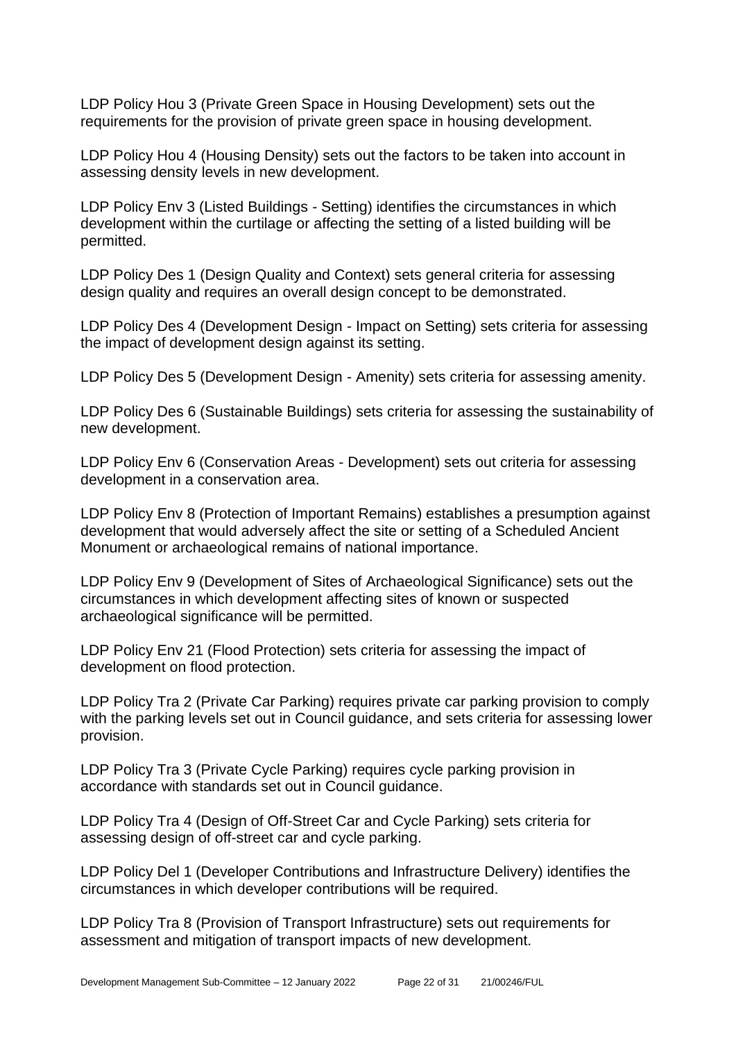LDP Policy Hou 3 (Private Green Space in Housing Development) sets out the requirements for the provision of private green space in housing development.

LDP Policy Hou 4 (Housing Density) sets out the factors to be taken into account in assessing density levels in new development.

LDP Policy Env 3 (Listed Buildings - Setting) identifies the circumstances in which development within the curtilage or affecting the setting of a listed building will be permitted.

LDP Policy Des 1 (Design Quality and Context) sets general criteria for assessing design quality and requires an overall design concept to be demonstrated.

LDP Policy Des 4 (Development Design - Impact on Setting) sets criteria for assessing the impact of development design against its setting.

LDP Policy Des 5 (Development Design - Amenity) sets criteria for assessing amenity.

LDP Policy Des 6 (Sustainable Buildings) sets criteria for assessing the sustainability of new development.

LDP Policy Env 6 (Conservation Areas - Development) sets out criteria for assessing development in a conservation area.

LDP Policy Env 8 (Protection of Important Remains) establishes a presumption against development that would adversely affect the site or setting of a Scheduled Ancient Monument or archaeological remains of national importance.

LDP Policy Env 9 (Development of Sites of Archaeological Significance) sets out the circumstances in which development affecting sites of known or suspected archaeological significance will be permitted.

LDP Policy Env 21 (Flood Protection) sets criteria for assessing the impact of development on flood protection.

LDP Policy Tra 2 (Private Car Parking) requires private car parking provision to comply with the parking levels set out in Council guidance, and sets criteria for assessing lower provision.

LDP Policy Tra 3 (Private Cycle Parking) requires cycle parking provision in accordance with standards set out in Council guidance.

LDP Policy Tra 4 (Design of Off-Street Car and Cycle Parking) sets criteria for assessing design of off-street car and cycle parking.

LDP Policy Del 1 (Developer Contributions and Infrastructure Delivery) identifies the circumstances in which developer contributions will be required.

LDP Policy Tra 8 (Provision of Transport Infrastructure) sets out requirements for assessment and mitigation of transport impacts of new development.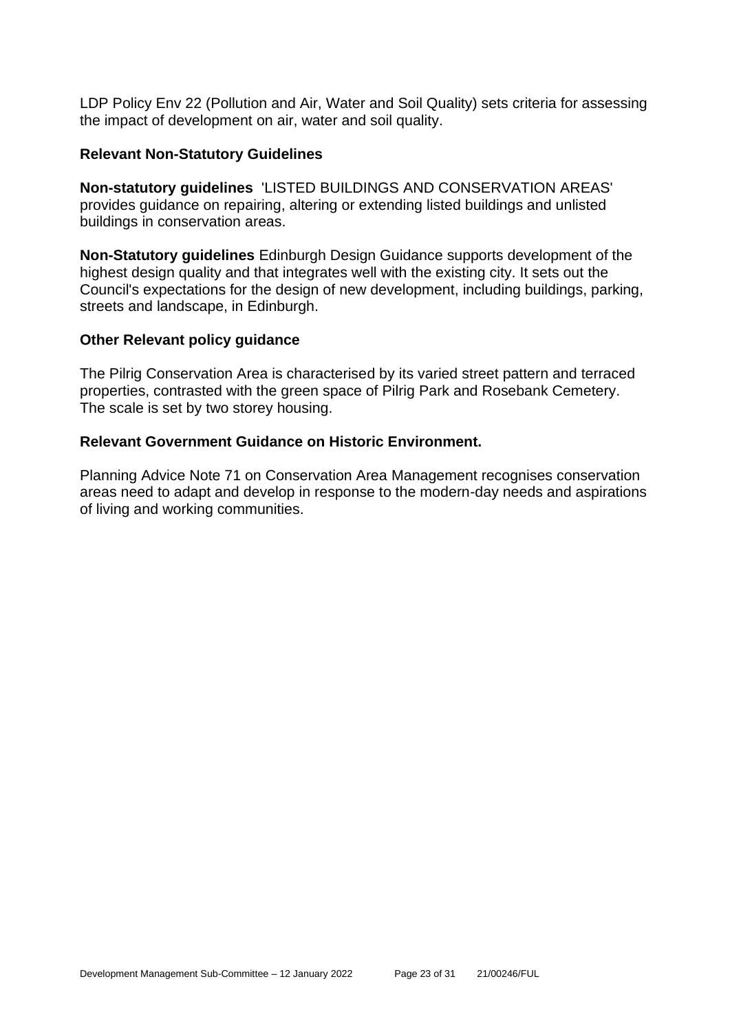LDP Policy Env 22 (Pollution and Air, Water and Soil Quality) sets criteria for assessing the impact of development on air, water and soil quality.

**Relevant Non-Statutory Guidelines**

**Non-statutory guidelines** 'LISTED BUILDINGS AND CONSERVATION AREAS' provides guidance on repairing, altering or extending listed buildings and unlisted buildings in conservation areas.

**Non-Statutory guidelines** Edinburgh Design Guidance supports development of the highest design quality and that integrates well with the existing city. It sets out the Council's expectations for the design of new development, including buildings, parking, streets and landscape, in Edinburgh.

**Other Relevant policy guidance**

The Pilrig Conservation Area is characterised by its varied street pattern and terraced properties, contrasted with the green space of Pilrig Park and Rosebank Cemetery. The scale is set by two storey housing.

**Relevant Government Guidance on Historic Environment.**

Planning Advice Note 71 on Conservation Area Management recognises conservation areas need to adapt and develop in response to the modern-day needs and aspirations of living and working communities.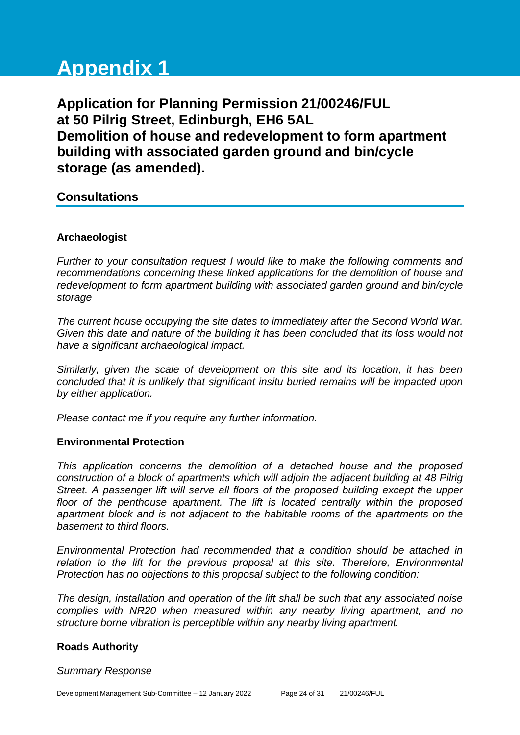# Appendix 1

## Application for Planning Permission 21/00246/FUL at 50 Pilrig Street, Edinburgh, EH6 5AL Demolition of house and redevelopment to form apartment building with associated garden ground and bin/cycle storage (as amended).

### Consultations

**Archaeologist**

*Further to your consultation request I would like to make the following comments and recommendations concerning these linked applications for the demolition of house and redevelopment to form apartment building with associated garden ground and bin/cycle storage*

*The current house occupying the site dates to immediately after the Second World War. Given this date and nature of the building it has been concluded that its loss would not have a significant archaeological impact.*

*Similarly, given the scale of development on this site and its location, it has been concluded that it is unlikely that significant insitu buried remains will be impacted upon by either application.*

*Please contact me if you require any further information.*

**Environmental Protection**

*This application concerns the demolition of a detached house and the proposed construction of a block of apartments which will adjoin the adjacent building at 48 Pilrig Street. A passenger lift will serve all floors of the proposed building except the upper floor of the penthouse apartment. The lift is located centrally within the proposed apartment block and is not adjacent to the habitable rooms of the apartments on the basement to third floors.*

*Environmental Protection had recommended that a condition should be attached in relation to the lift for the previous proposal at this site. Therefore, Environmental Protection has no objections to this proposal subject to the following condition:*

*The design, installation and operation of the lift shall be such that any associated noise complies with NR20 when measured within any nearby living apartment, and no structure borne vibration is perceptible within any nearby living apartment.*

**Roads Authority**

*Summary Response*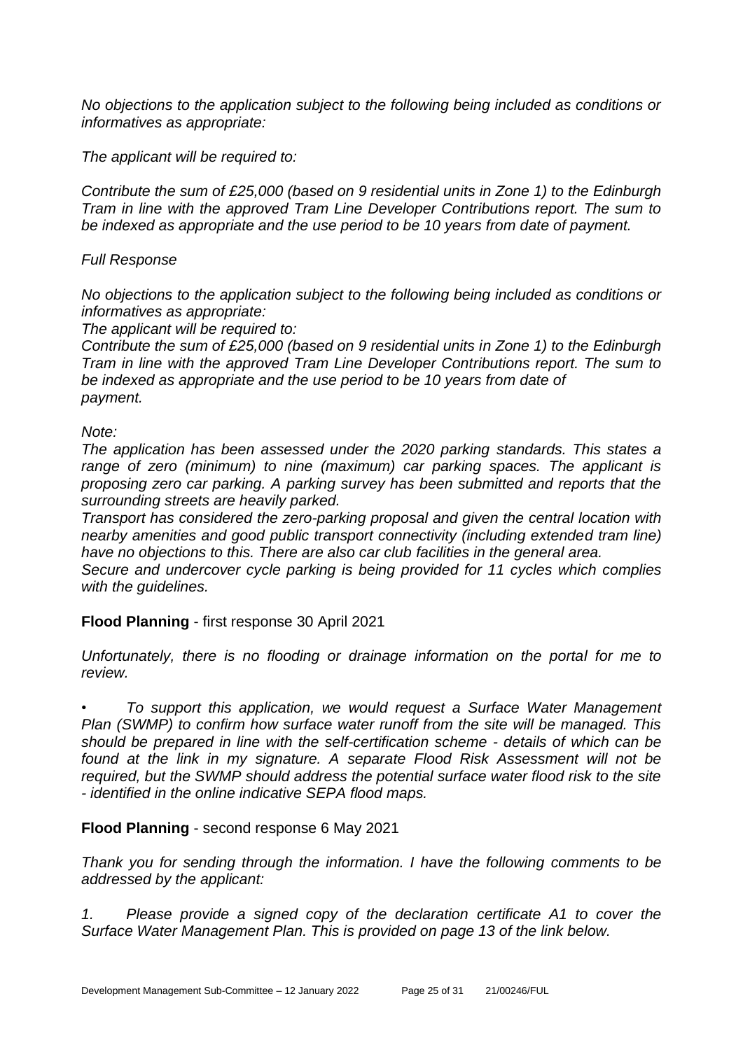*No objections to the application subject to the following being included as conditions or informatives as appropriate:*

*The applicant will be required to:*

*Contribute the sum of £25,000 (based on 9 residential units in Zone 1) to the Edinburgh Tram in line with the approved Tram Line Developer Contributions report. The sum to be indexed as appropriate and the use period to be 10 years from date of payment.*

*Full Response*

*No objections to the application subject to the following being included as conditions or informatives as appropriate:*
*The applicant will be required to:*
*Contribute the sum of £25,000 (based on 9 residential units in Zone 1) to the Edinburgh Tram in line with the approved Tram Line Developer Contributions report. The sum to be indexed as appropriate and the use period to be 10 years from date of payment.*

*Note:*
*The application has been assessed under the 2020 parking standards. This states a range of zero (minimum) to nine (maximum) car parking spaces. The applicant is proposing zero car parking. A parking survey has been submitted and reports that the surrounding streets are heavily parked.*
*Transport has considered the zero-parking proposal and given the central location with nearby amenities and good public transport connectivity (including extended tram line) have no objections to this. There are also car club facilities in the general area.*
*Secure and undercover cycle parking is being provided for 11 cycles which complies with the guidelines.*

**Flood Planning** - first response 30 April 2021

*Unfortunately, there is no flooding or drainage information on the portal for me to review.*

- *To support this application, we would request a Surface Water Management Plan (SWMP) to confirm how surface water runoff from the site will be managed. This should be prepared in line with the self-certification scheme - details of which can be found at the link in my signature. A separate Flood Risk Assessment will not be required, but the SWMP should address the potential surface water flood risk to the site - identified in the online indicative SEPA flood maps.*

**Flood Planning** - second response 6 May 2021

*Thank you for sending through the information. I have the following comments to be addressed by the applicant:*

*1. Please provide a signed copy of the declaration certificate A1 to cover the Surface Water Management Plan. This is provided on page 13 of the link below.*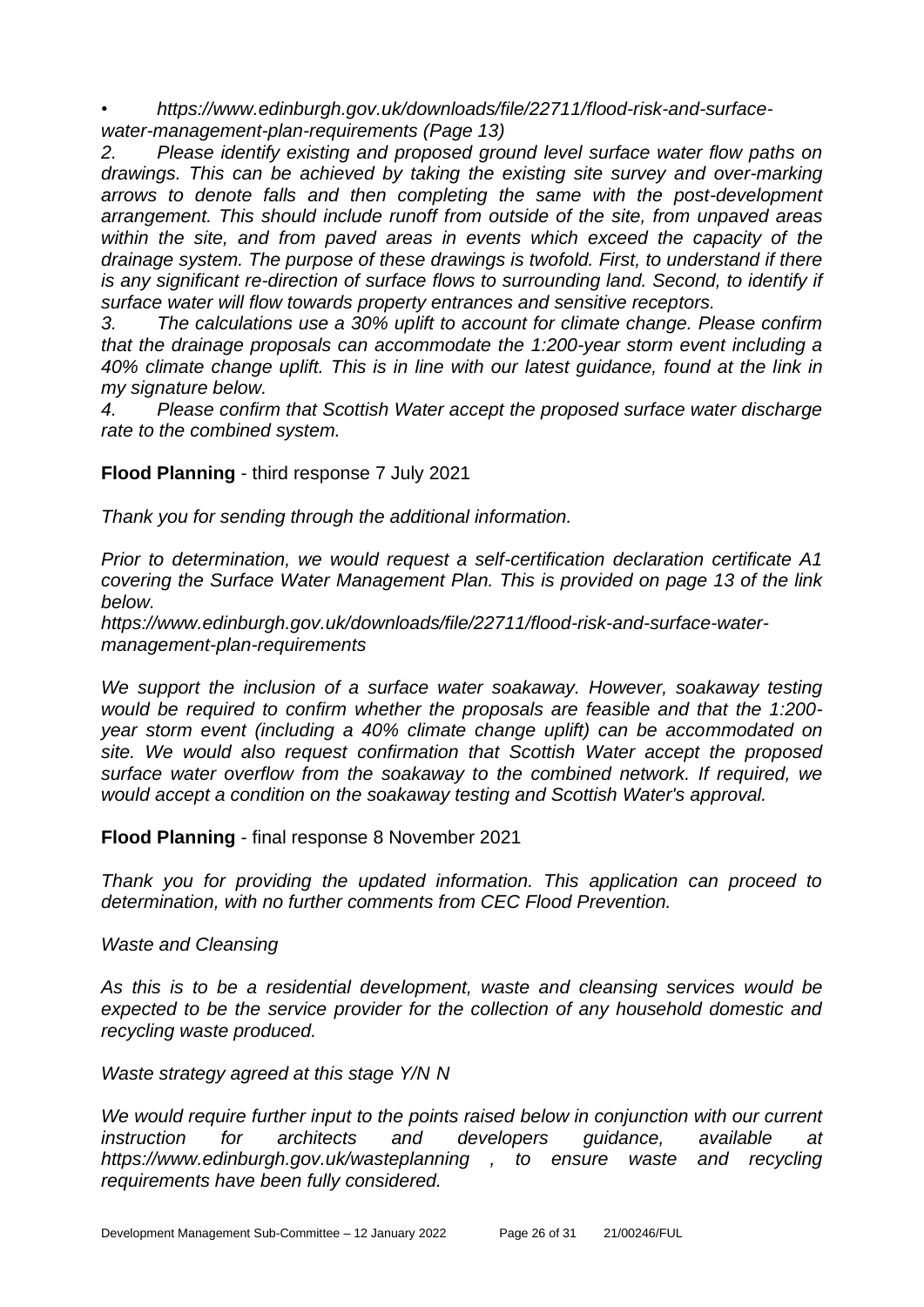• *https://www.edinburgh.gov.uk/downloads/file/22711/flood-risk-and-surface-water-management-plan-requirements (Page 13)*

2. *Please identify existing and proposed ground level surface water flow paths on drawings. This can be achieved by taking the existing site survey and over-marking arrows to denote falls and then completing the same with the post-development arrangement. This should include runoff from outside of the site, from unpaved areas within the site, and from paved areas in events which exceed the capacity of the drainage system. The purpose of these drawings is twofold. First, to understand if there is any significant re-direction of surface flows to surrounding land. Second, to identify if surface water will flow towards property entrances and sensitive receptors.*
3. *The calculations use a 30% uplift to account for climate change. Please confirm that the drainage proposals can accommodate the 1:200-year storm event including a 40% climate change uplift. This is in line with our latest guidance, found at the link in my signature below.*
4. *Please confirm that Scottish Water accept the proposed surface water discharge rate to the combined system.*

**Flood Planning** - third response 7 July 2021

*Thank you for sending through the additional information.*

*Prior to determination, we would request a self-certification declaration certificate A1 covering the Surface Water Management Plan. This is provided on page 13 of the link below.*

*https://www.edinburgh.gov.uk/downloads/file/22711/flood-risk-and-surface-water-management-plan-requirements*

*We support the inclusion of a surface water soakaway. However, soakaway testing would be required to confirm whether the proposals are feasible and that the 1:200-year storm event (including a 40% climate change uplift) can be accommodated on site. We would also request confirmation that Scottish Water accept the proposed surface water overflow from the soakaway to the combined network. If required, we would accept a condition on the soakaway testing and Scottish Water's approval.*

**Flood Planning** - final response 8 November 2021

*Thank you for providing the updated information. This application can proceed to determination, with no further comments from CEC Flood Prevention.*

*Waste and Cleansing*

*As this is to be a residential development, waste and cleansing services would be expected to be the service provider for the collection of any household domestic and recycling waste produced.*

*Waste strategy agreed at this stage Y/N N*

*We would require further input to the points raised below in conjunction with our current instruction for architects and developers guidance, available at https://www.edinburgh.gov.uk/wasteplanning , to ensure waste and recycling requirements have been fully considered.*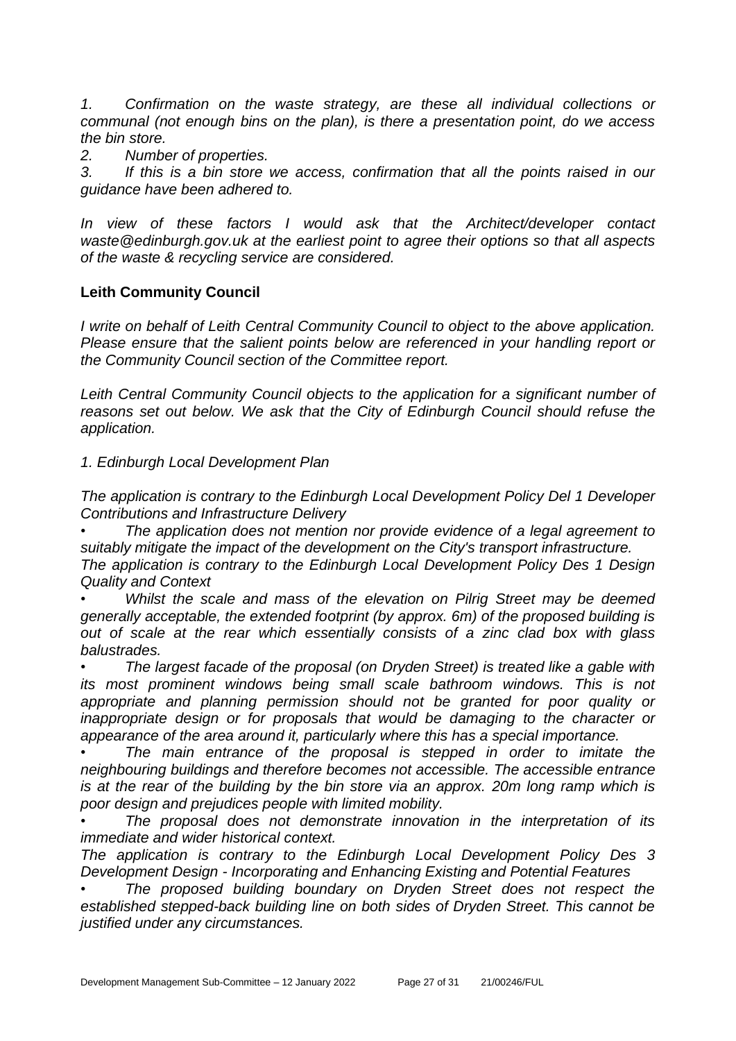*1. Confirmation on the waste strategy, are these all individual collections or communal (not enough bins on the plan), is there a presentation point, do we access the bin store.*

*2. Number of properties.*

*3. If this is a bin store we access, confirmation that all the points raised in our guidance have been adhered to.*

*In view of these factors I would ask that the Architect/developer contact waste@edinburgh.gov.uk at the earliest point to agree their options so that all aspects of the waste & recycling service are considered.*

**Leith Community Council**

*I write on behalf of Leith Central Community Council to object to the above application. Please ensure that the salient points below are referenced in your handling report or the Community Council section of the Committee report.*

*Leith Central Community Council objects to the application for a significant number of reasons set out below. We ask that the City of Edinburgh Council should refuse the application.*

*1. Edinburgh Local Development Plan*

*The application is contrary to the Edinburgh Local Development Policy Del 1 Developer Contributions and Infrastructure Delivery*

- *The application does not mention nor provide evidence of a legal agreement to suitably mitigate the impact of the development on the City's transport infrastructure.*

*The application is contrary to the Edinburgh Local Development Policy Des 1 Design Quality and Context*

- *Whilst the scale and mass of the elevation on Pilrig Street may be deemed generally acceptable, the extended footprint (by approx. 6m) of the proposed building is out of scale at the rear which essentially consists of a zinc clad box with glass balustrades.*
- *The largest facade of the proposal (on Dryden Street) is treated like a gable with its most prominent windows being small scale bathroom windows. This is not appropriate and planning permission should not be granted for poor quality or inappropriate design or for proposals that would be damaging to the character or appearance of the area around it, particularly where this has a special importance.*
- *The main entrance of the proposal is stepped in order to imitate the neighbouring buildings and therefore becomes not accessible. The accessible entrance is at the rear of the building by the bin store via an approx. 20m long ramp which is poor design and prejudices people with limited mobility.*
- *The proposal does not demonstrate innovation in the interpretation of its immediate and wider historical context.*

*The application is contrary to the Edinburgh Local Development Policy Des 3 Development Design - Incorporating and Enhancing Existing and Potential Features*

- *The proposed building boundary on Dryden Street does not respect the established stepped-back building line on both sides of Dryden Street. This cannot be justified under any circumstances.*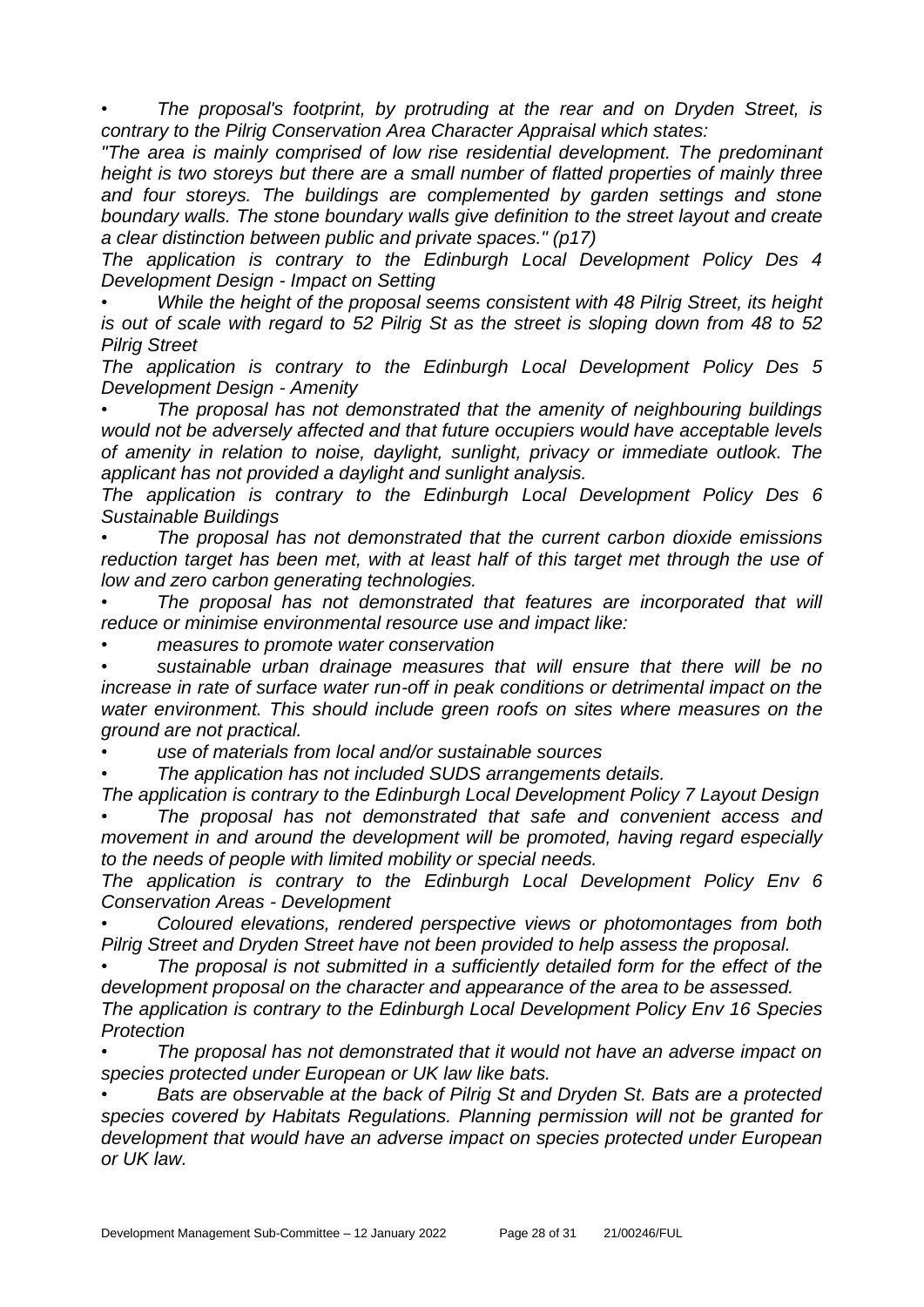- *The proposal's footprint, by protruding at the rear and on Dryden Street, is contrary to the Pilrig Conservation Area Character Appraisal which states:*

*"The area is mainly comprised of low rise residential development. The predominant height is two storeys but there are a small number of flatted properties of mainly three and four storeys. The buildings are complemented by garden settings and stone boundary walls. The stone boundary walls give definition to the street layout and create a clear distinction between public and private spaces." (p17)*

*The application is contrary to the Edinburgh Local Development Policy Des 4 Development Design - Impact on Setting*

- *While the height of the proposal seems consistent with 48 Pilrig Street, its height is out of scale with regard to 52 Pilrig St as the street is sloping down from 48 to 52 Pilrig Street*

*The application is contrary to the Edinburgh Local Development Policy Des 5 Development Design - Amenity*

- *The proposal has not demonstrated that the amenity of neighbouring buildings would not be adversely affected and that future occupiers would have acceptable levels of amenity in relation to noise, daylight, sunlight, privacy or immediate outlook. The applicant has not provided a daylight and sunlight analysis.*

*The application is contrary to the Edinburgh Local Development Policy Des 6 Sustainable Buildings*

- *The proposal has not demonstrated that the current carbon dioxide emissions reduction target has been met, with at least half of this target met through the use of low and zero carbon generating technologies.*
- *The proposal has not demonstrated that features are incorporated that will reduce or minimise environmental resource use and impact like:*
- *measures to promote water conservation*
- *sustainable urban drainage measures that will ensure that there will be no increase in rate of surface water run-off in peak conditions or detrimental impact on the water environment. This should include green roofs on sites where measures on the ground are not practical.*
- *use of materials from local and/or sustainable sources*
- *The application has not included SUDS arrangements details.*

*The application is contrary to the Edinburgh Local Development Policy 7 Layout Design*

- *The proposal has not demonstrated that safe and convenient access and movement in and around the development will be promoted, having regard especially to the needs of people with limited mobility or special needs.*

*The application is contrary to the Edinburgh Local Development Policy Env 6 Conservation Areas - Development*

- *Coloured elevations, rendered perspective views or photomontages from both Pilrig Street and Dryden Street have not been provided to help assess the proposal.*
- *The proposal is not submitted in a sufficiently detailed form for the effect of the development proposal on the character and appearance of the area to be assessed.*

*The application is contrary to the Edinburgh Local Development Policy Env 16 Species Protection*

- *The proposal has not demonstrated that it would not have an adverse impact on species protected under European or UK law like bats.*
- *Bats are observable at the back of Pilrig St and Dryden St. Bats are a protected species covered by Habitats Regulations. Planning permission will not be granted for development that would have an adverse impact on species protected under European or UK law.*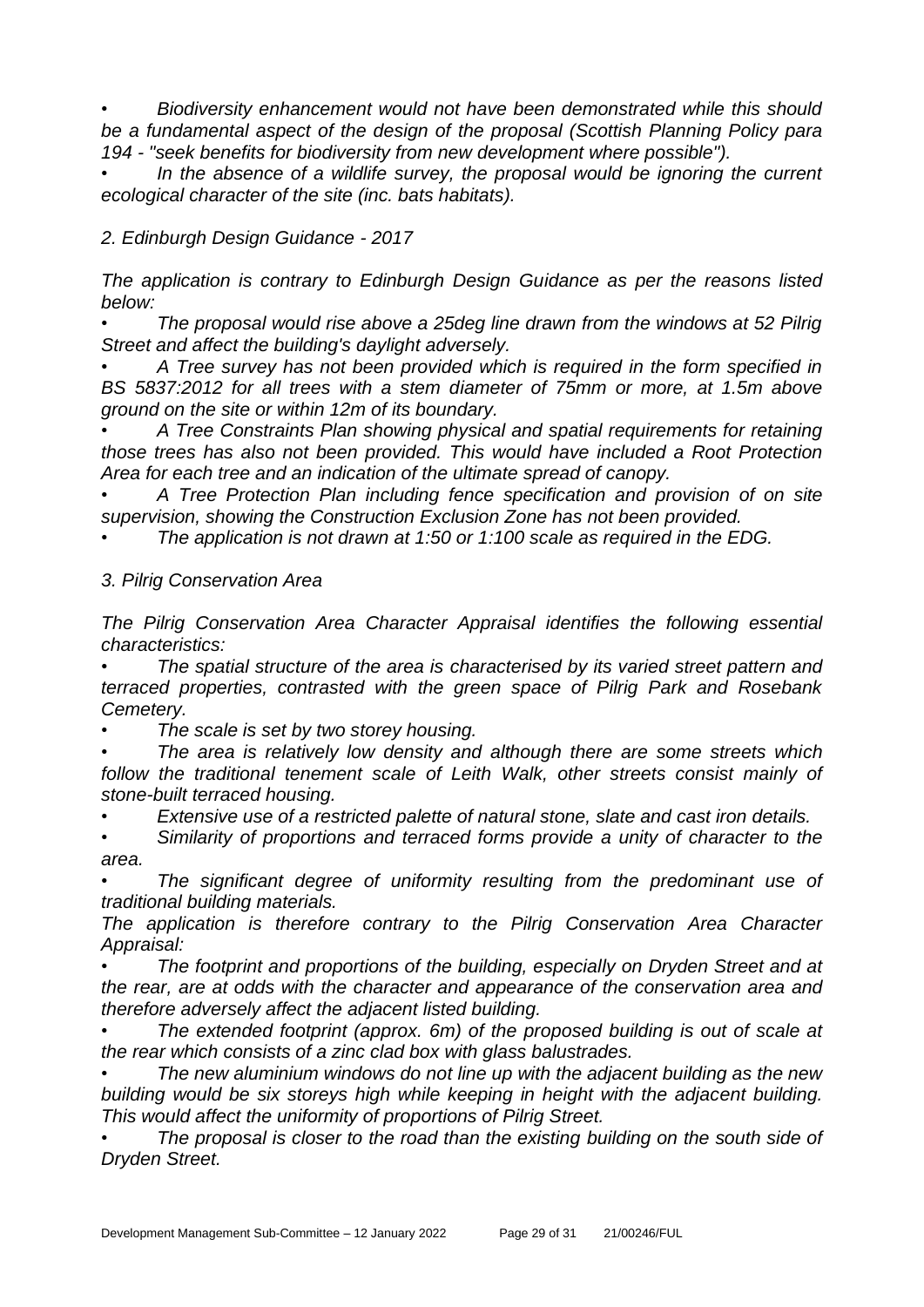- *Biodiversity enhancement would not have been demonstrated while this should be a fundamental aspect of the design of the proposal (Scottish Planning Policy para 194 - "seek benefits for biodiversity from new development where possible").*
- *In the absence of a wildlife survey, the proposal would be ignoring the current ecological character of the site (inc. bats habitats).*

*2. Edinburgh Design Guidance - 2017*

*The application is contrary to Edinburgh Design Guidance as per the reasons listed below:*

- *The proposal would rise above a 25deg line drawn from the windows at 52 Pilrig Street and affect the building's daylight adversely.*
- *A Tree survey has not been provided which is required in the form specified in BS 5837:2012 for all trees with a stem diameter of 75mm or more, at 1.5m above ground on the site or within 12m of its boundary.*
- *A Tree Constraints Plan showing physical and spatial requirements for retaining those trees has also not been provided. This would have included a Root Protection Area for each tree and an indication of the ultimate spread of canopy.*
- *A Tree Protection Plan including fence specification and provision of on site supervision, showing the Construction Exclusion Zone has not been provided.*
- *The application is not drawn at 1:50 or 1:100 scale as required in the EDG.*

*3. Pilrig Conservation Area*

*The Pilrig Conservation Area Character Appraisal identifies the following essential characteristics:*

- *The spatial structure of the area is characterised by its varied street pattern and terraced properties, contrasted with the green space of Pilrig Park and Rosebank Cemetery.*
- *The scale is set by two storey housing.*
- *The area is relatively low density and although there are some streets which follow the traditional tenement scale of Leith Walk, other streets consist mainly of stone-built terraced housing.*
- *Extensive use of a restricted palette of natural stone, slate and cast iron details.*
- *Similarity of proportions and terraced forms provide a unity of character to the area.*
- *The significant degree of uniformity resulting from the predominant use of traditional building materials.*

*The application is therefore contrary to the Pilrig Conservation Area Character Appraisal:*

- *The footprint and proportions of the building, especially on Dryden Street and at the rear, are at odds with the character and appearance of the conservation area and therefore adversely affect the adjacent listed building.*
- *The extended footprint (approx. 6m) of the proposed building is out of scale at the rear which consists of a zinc clad box with glass balustrades.*
- *The new aluminium windows do not line up with the adjacent building as the new building would be six storeys high while keeping in height with the adjacent building. This would affect the uniformity of proportions of Pilrig Street.*
- *The proposal is closer to the road than the existing building on the south side of Dryden Street.*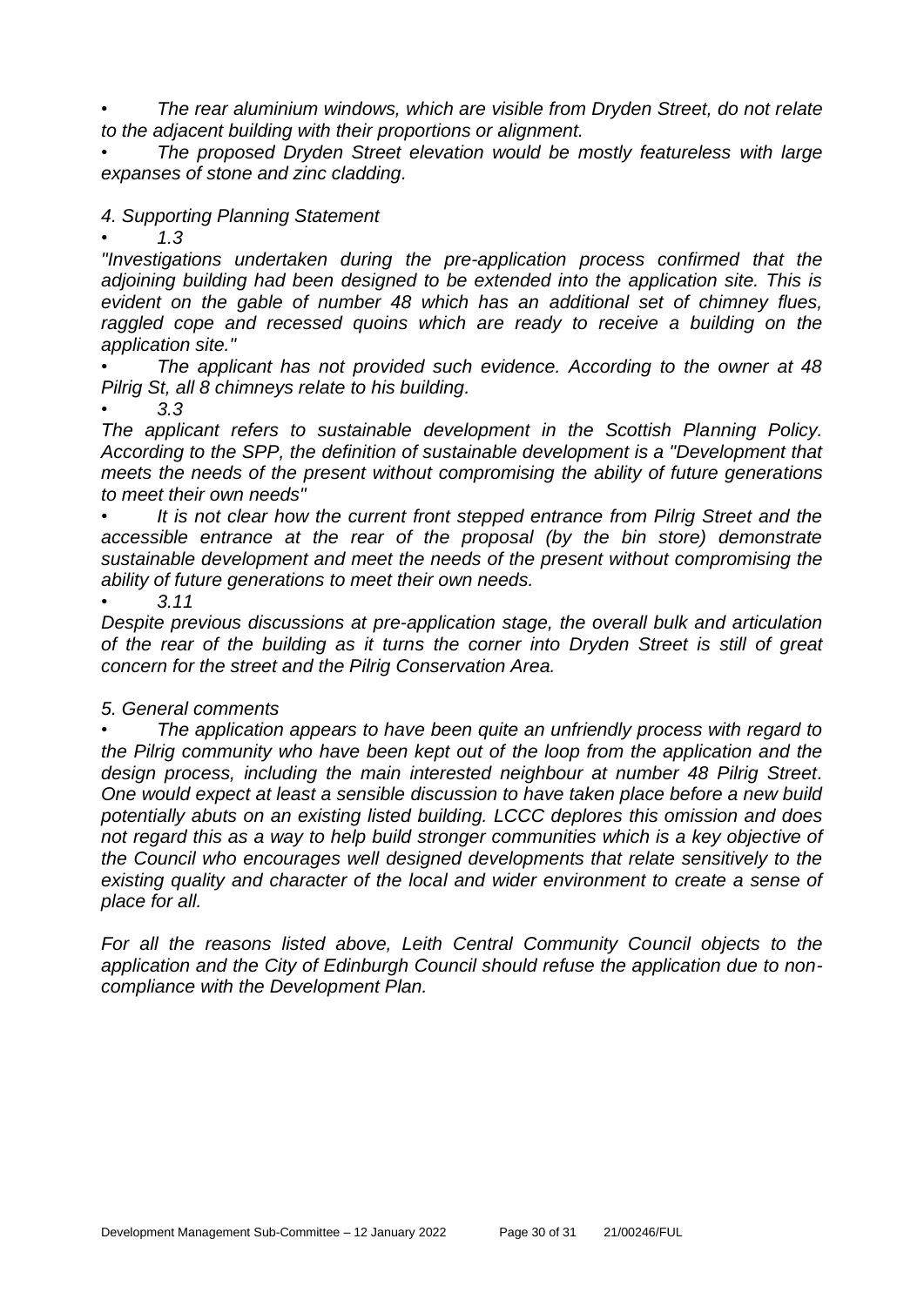- *The rear aluminium windows, which are visible from Dryden Street, do not relate to the adjacent building with their proportions or alignment.*
- *The proposed Dryden Street elevation would be mostly featureless with large expanses of stone and zinc cladding.*

*4. Supporting Planning Statement*

- *1.3*

*"Investigations undertaken during the pre-application process confirmed that the adjoining building had been designed to be extended into the application site. This is evident on the gable of number 48 which has an additional set of chimney flues, raggled cope and recessed quoins which are ready to receive a building on the application site."*

- *The applicant has not provided such evidence. According to the owner at 48 Pilrig St, all 8 chimneys relate to his building.*
- *3.3*

*The applicant refers to sustainable development in the Scottish Planning Policy. According to the SPP, the definition of sustainable development is a "Development that meets the needs of the present without compromising the ability of future generations to meet their own needs"*

- *It is not clear how the current front stepped entrance from Pilrig Street and the accessible entrance at the rear of the proposal (by the bin store) demonstrate sustainable development and meet the needs of the present without compromising the ability of future generations to meet their own needs.*
- *3.11*

*Despite previous discussions at pre-application stage, the overall bulk and articulation of the rear of the building as it turns the corner into Dryden Street is still of great concern for the street and the Pilrig Conservation Area.*

*5. General comments*

- *The application appears to have been quite an unfriendly process with regard to the Pilrig community who have been kept out of the loop from the application and the design process, including the main interested neighbour at number 48 Pilrig Street. One would expect at least a sensible discussion to have taken place before a new build potentially abuts on an existing listed building. LCCC deplores this omission and does not regard this as a way to help build stronger communities which is a key objective of the Council who encourages well designed developments that relate sensitively to the existing quality and character of the local and wider environment to create a sense of place for all.*

*For all the reasons listed above, Leith Central Community Council objects to the application and the City of Edinburgh Council should refuse the application due to non-compliance with the Development Plan.*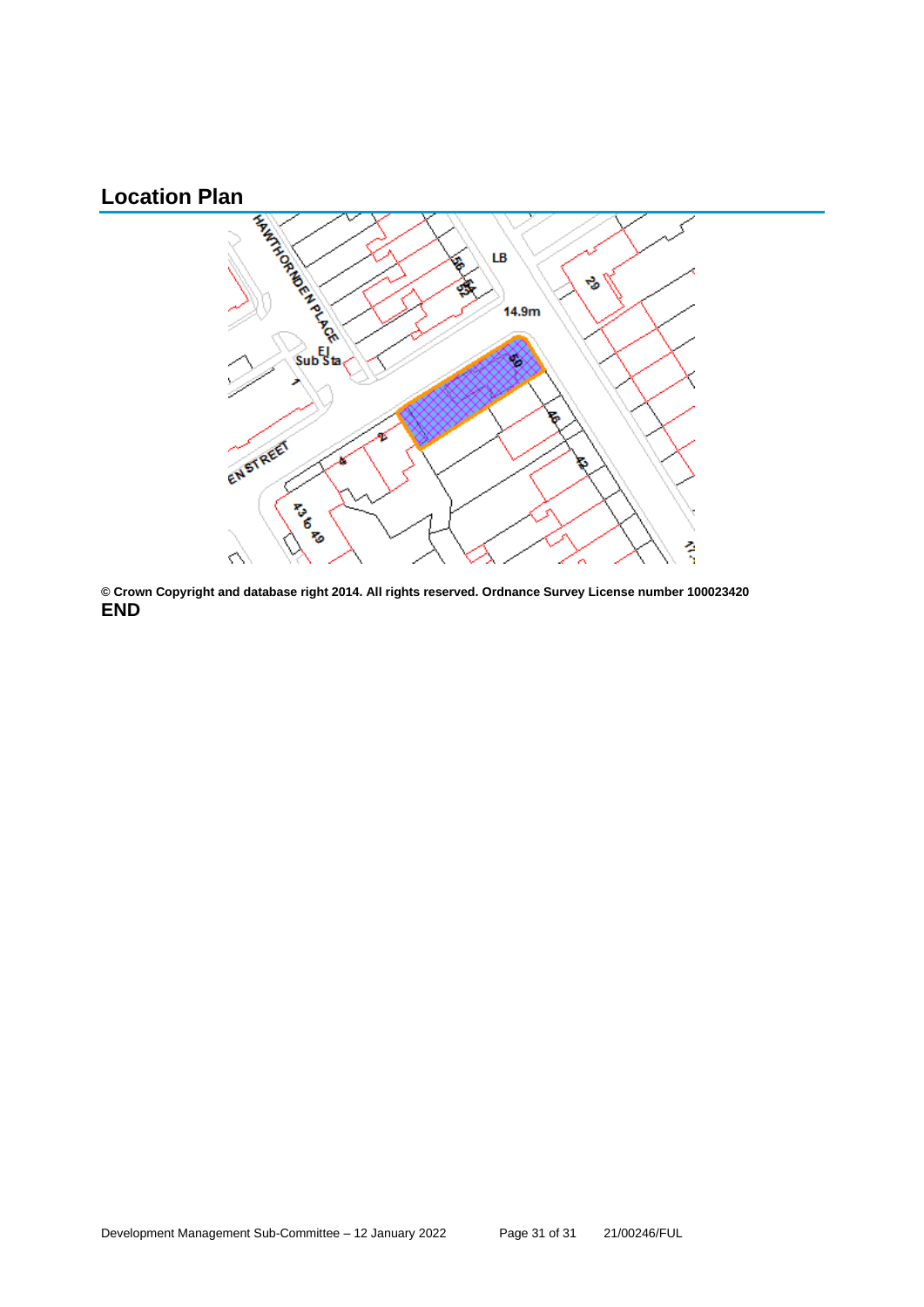## Location Plan

HAWTHORNDEN PLACE

LB

56

54

52

14.9m

29

El Sub Sta

60

1

46

EN STREET

2

4

42

43 to 49

**© Crown Copyright and database right 2014. All rights reserved. Ordnance Survey License number 100023420**

**END**